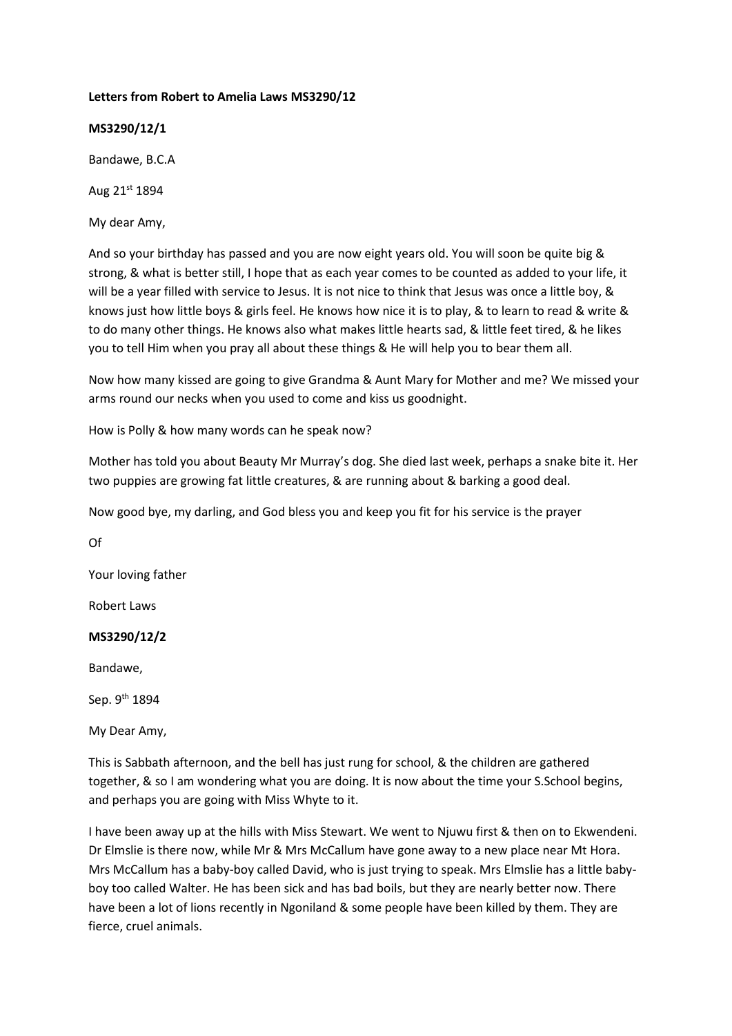**Letters from Robert to Amelia Laws MS3290/12**

**MS3290/12/1**

Bandawe, B.C.A

Aug 21st 1894

My dear Amy,

And so your birthday has passed and you are now eight years old. You will soon be quite big & strong, & what is better still, I hope that as each year comes to be counted as added to your life, it will be a year filled with service to Jesus. It is not nice to think that Jesus was once a little boy, & knows just how little boys & girls feel. He knows how nice it is to play, & to learn to read & write & to do many other things. He knows also what makes little hearts sad, & little feet tired, & he likes you to tell Him when you pray all about these things & He will help you to bear them all.

Now how many kissed are going to give Grandma & Aunt Mary for Mother and me? We missed your arms round our necks when you used to come and kiss us goodnight.

How is Polly & how many words can he speak now?

Mother has told you about Beauty Mr Murray's dog. She died last week, perhaps a snake bite it. Her two puppies are growing fat little creatures, & are running about & barking a good deal.

Now good bye, my darling, and God bless you and keep you fit for his service is the prayer

Of

Your loving father

Robert Laws

**MS3290/12/2**

Bandawe,

Sep. 9th 1894

My Dear Amy,

This is Sabbath afternoon, and the bell has just rung for school, & the children are gathered together, & so I am wondering what you are doing. It is now about the time your S.School begins, and perhaps you are going with Miss Whyte to it.

I have been away up at the hills with Miss Stewart. We went to Njuwu first & then on to Ekwendeni. Dr Elmslie is there now, while Mr & Mrs McCallum have gone away to a new place near Mt Hora. Mrs McCallum has a baby-boy called David, who is just trying to speak. Mrs Elmslie has a little baby-boy too called Walter. He has been sick and has bad boils, but they are nearly better now. There have been a lot of lions recently in Ngoniland & some people have been killed by them. They are fierce, cruel animals.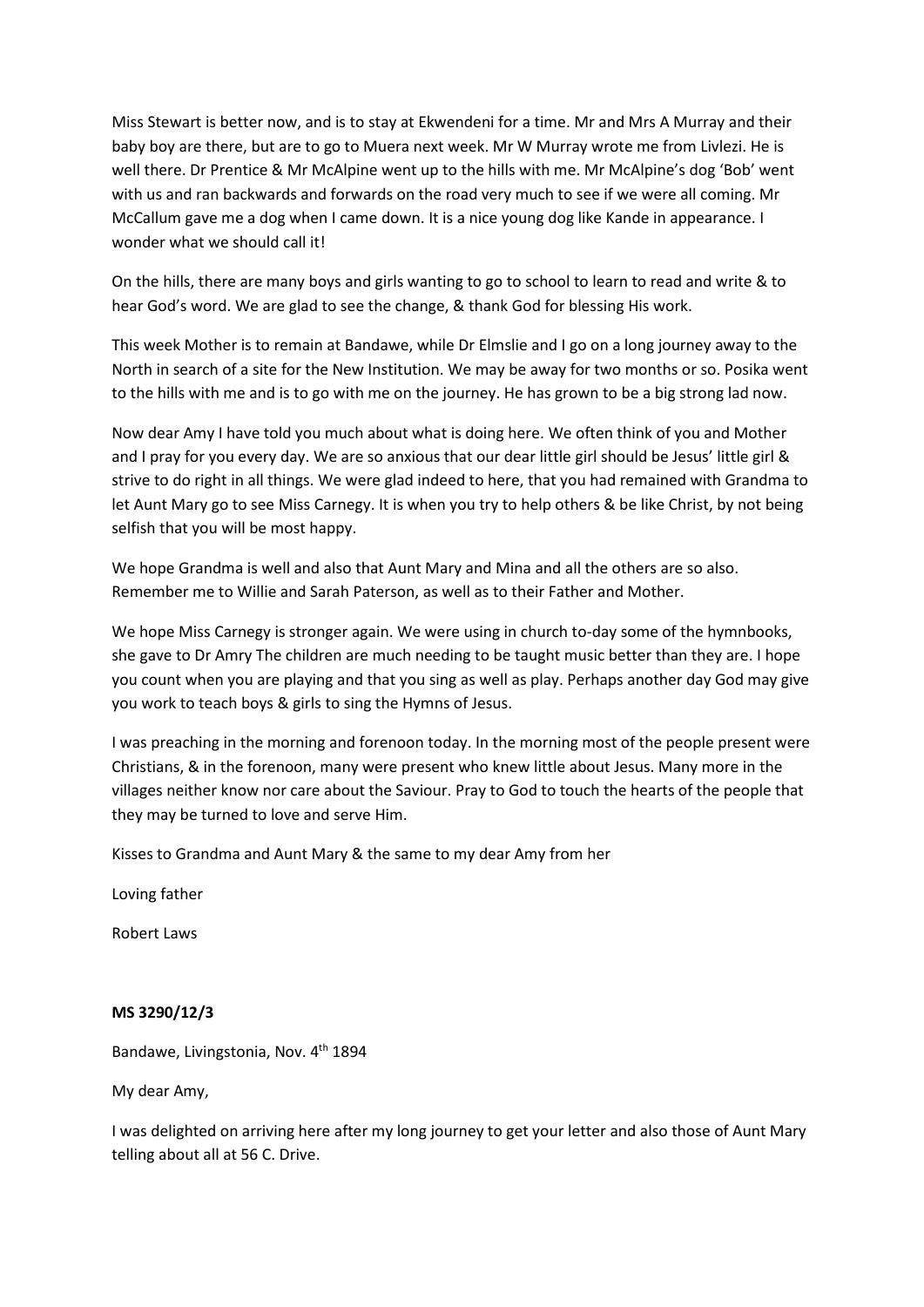Miss Stewart is better now, and is to stay at Ekwendeni for a time. Mr and Mrs A Murray and their baby boy are there, but are to go to Muera next week. Mr W Murray wrote me from Livlezi. He is well there. Dr Prentice & Mr McAlpine went up to the hills with me. Mr McAlpine's dog 'Bob' went with us and ran backwards and forwards on the road very much to see if we were all coming. Mr McCallum gave me a dog when I came down. It is a nice young dog like Kande in appearance. I wonder what we should call it!

On the hills, there are many boys and girls wanting to go to school to learn to read and write & to hear God's word. We are glad to see the change, & thank God for blessing His work.

This week Mother is to remain at Bandawe, while Dr Elmslie and I go on a long journey away to the North in search of a site for the New Institution. We may be away for two months or so. Posika went to the hills with me and is to go with me on the journey. He has grown to be a big strong lad now.

Now dear Amy I have told you much about what is doing here. We often think of you and Mother and I pray for you every day. We are so anxious that our dear little girl should be Jesus' little girl & strive to do right in all things. We were glad indeed to here, that you had remained with Grandma to let Aunt Mary go to see Miss Carnegy. It is when you try to help others & be like Christ, by not being selfish that you will be most happy.

We hope Grandma is well and also that Aunt Mary and Mina and all the others are so also. Remember me to Willie and Sarah Paterson, as well as to their Father and Mother.

We hope Miss Carnegy is stronger again. We were using in church to-day some of the hymnbooks, she gave to Dr Amry The children are much needing to be taught music better than they are. I hope you count when you are playing and that you sing as well as play. Perhaps another day God may give you work to teach boys & girls to sing the Hymns of Jesus.

I was preaching in the morning and forenoon today. In the morning most of the people present were Christians, & in the forenoon, many were present who knew little about Jesus. Many more in the villages neither know nor care about the Saviour. Pray to God to touch the hearts of the people that they may be turned to love and serve Him.

Kisses to Grandma and Aunt Mary & the same to my dear Amy from her

Loving father

Robert Laws

**MS 3290/12/3**

Bandawe, Livingstonia, Nov. 4th 1894

My dear Amy,

I was delighted on arriving here after my long journey to get your letter and also those of Aunt Mary telling about all at 56 C. Drive.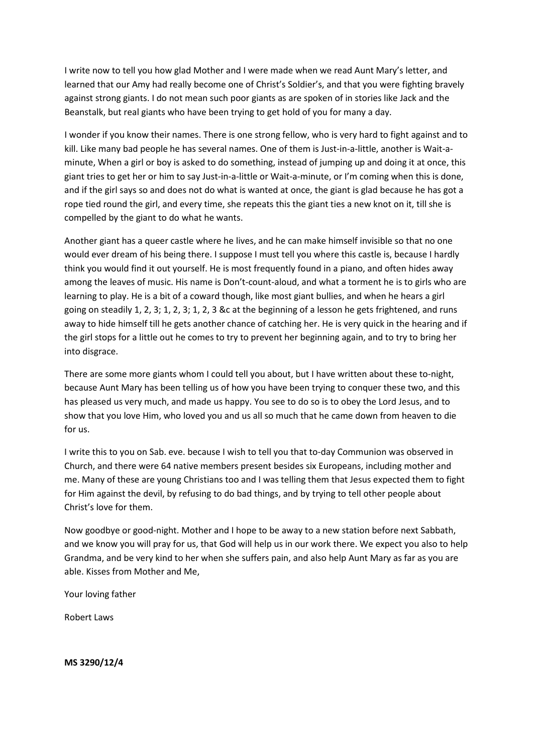I write now to tell you how glad Mother and I were made when we read Aunt Mary's letter, and learned that our Amy had really become one of Christ's Soldier's, and that you were fighting bravely against strong giants. I do not mean such poor giants as are spoken of in stories like Jack and the Beanstalk, but real giants who have been trying to get hold of you for many a day.

I wonder if you know their names. There is one strong fellow, who is very hard to fight against and to kill. Like many bad people he has several names. One of them is Just-in-a-little, another is Wait-a-minute, When a girl or boy is asked to do something, instead of jumping up and doing it at once, this giant tries to get her or him to say Just-in-a-little or Wait-a-minute, or I'm coming when this is done, and if the girl says so and does not do what is wanted at once, the giant is glad because he has got a rope tied round the girl, and every time, she repeats this the giant ties a new knot on it, till she is compelled by the giant to do what he wants.

Another giant has a queer castle where he lives, and he can make himself invisible so that no one would ever dream of his being there. I suppose I must tell you where this castle is, because I hardly think you would find it out yourself. He is most frequently found in a piano, and often hides away among the leaves of music. His name is Don't-count-aloud, and what a torment he is to girls who are learning to play. He is a bit of a coward though, like most giant bullies, and when he hears a girl going on steadily 1, 2, 3; 1, 2, 3; 1, 2, 3 &c at the beginning of a lesson he gets frightened, and runs away to hide himself till he gets another chance of catching her. He is very quick in the hearing and if the girl stops for a little out he comes to try to prevent her beginning again, and to try to bring her into disgrace.

There are some more giants whom I could tell you about, but I have written about these to-night, because Aunt Mary has been telling us of how you have been trying to conquer these two, and this has pleased us very much, and made us happy. You see to do so is to obey the Lord Jesus, and to show that you love Him, who loved you and us all so much that he came down from heaven to die for us.

I write this to you on Sab. eve. because I wish to tell you that to-day Communion was observed in Church, and there were 64 native members present besides six Europeans, including mother and me. Many of these are young Christians too and I was telling them that Jesus expected them to fight for Him against the devil, by refusing to do bad things, and by trying to tell other people about Christ's love for them.

Now goodbye or good-night. Mother and I hope to be away to a new station before next Sabbath, and we know you will pray for us, that God will help us in our work there. We expect you also to help Grandma, and be very kind to her when she suffers pain, and also help Aunt Mary as far as you are able. Kisses from Mother and Me,

Your loving father

Robert Laws

**MS 3290/12/4**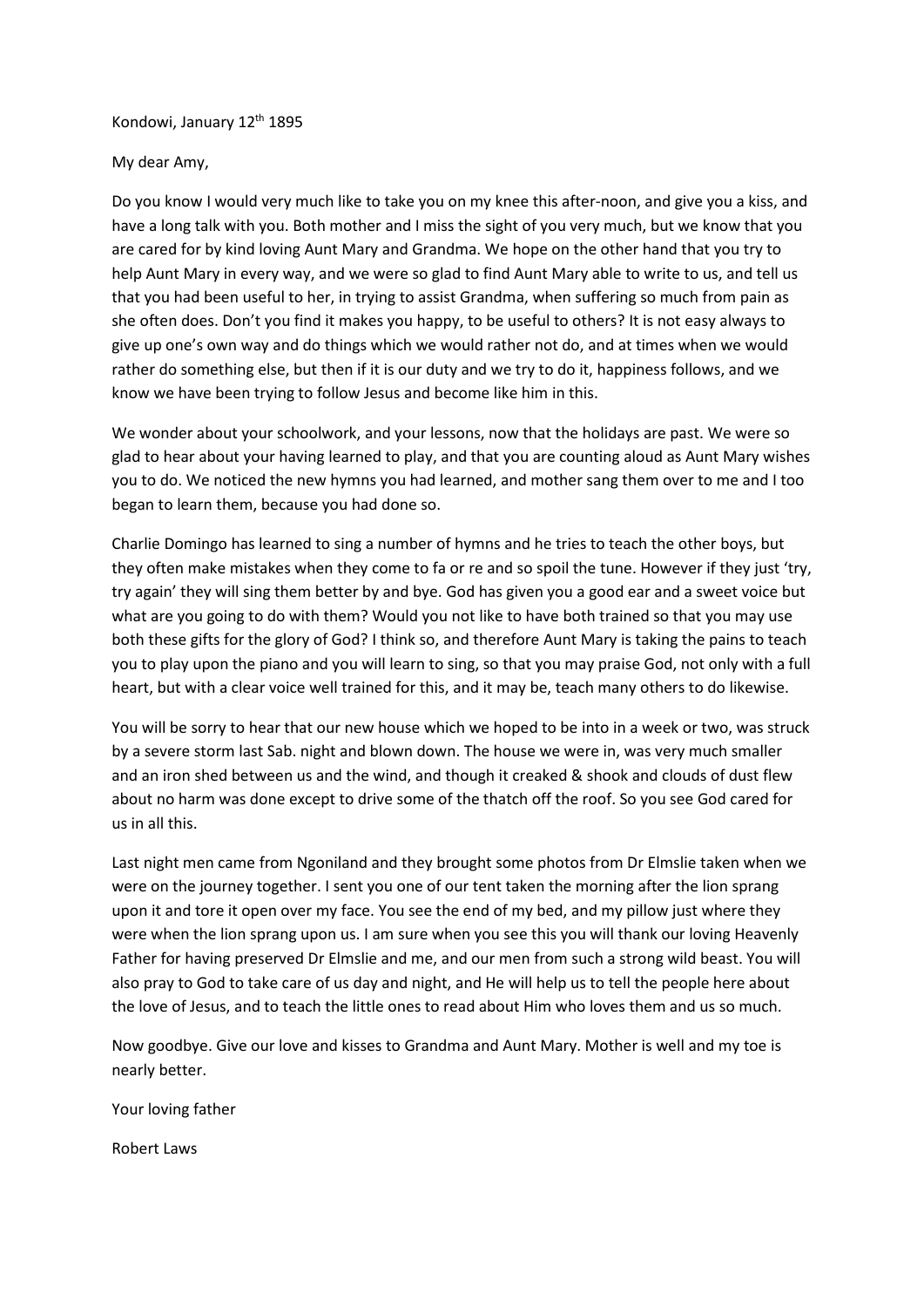Kondowi, January 12th 1895

My dear Amy,

Do you know I would very much like to take you on my knee this after-noon, and give you a kiss, and have a long talk with you. Both mother and I miss the sight of you very much, but we know that you are cared for by kind loving Aunt Mary and Grandma. We hope on the other hand that you try to help Aunt Mary in every way, and we were so glad to find Aunt Mary able to write to us, and tell us that you had been useful to her, in trying to assist Grandma, when suffering so much from pain as she often does. Don't you find it makes you happy, to be useful to others? It is not easy always to give up one's own way and do things which we would rather not do, and at times when we would rather do something else, but then if it is our duty and we try to do it, happiness follows, and we know we have been trying to follow Jesus and become like him in this.

We wonder about your schoolwork, and your lessons, now that the holidays are past. We were so glad to hear about your having learned to play, and that you are counting aloud as Aunt Mary wishes you to do. We noticed the new hymns you had learned, and mother sang them over to me and I too began to learn them, because you had done so.

Charlie Domingo has learned to sing a number of hymns and he tries to teach the other boys, but they often make mistakes when they come to fa or re and so spoil the tune. However if they just 'try, try again' they will sing them better by and bye. God has given you a good ear and a sweet voice but what are you going to do with them? Would you not like to have both trained so that you may use both these gifts for the glory of God? I think so, and therefore Aunt Mary is taking the pains to teach you to play upon the piano and you will learn to sing, so that you may praise God, not only with a full heart, but with a clear voice well trained for this, and it may be, teach many others to do likewise.

You will be sorry to hear that our new house which we hoped to be into in a week or two, was struck by a severe storm last Sab. night and blown down. The house we were in, was very much smaller and an iron shed between us and the wind, and though it creaked & shook and clouds of dust flew about no harm was done except to drive some of the thatch off the roof. So you see God cared for us in all this.

Last night men came from Ngoniland and they brought some photos from Dr Elmslie taken when we were on the journey together. I sent you one of our tent taken the morning after the lion sprang upon it and tore it open over my face. You see the end of my bed, and my pillow just where they were when the lion sprang upon us. I am sure when you see this you will thank our loving Heavenly Father for having preserved Dr Elmslie and me, and our men from such a strong wild beast. You will also pray to God to take care of us day and night, and He will help us to tell the people here about the love of Jesus, and to teach the little ones to read about Him who loves them and us so much.

Now goodbye. Give our love and kisses to Grandma and Aunt Mary. Mother is well and my toe is nearly better.

Your loving father

Robert Laws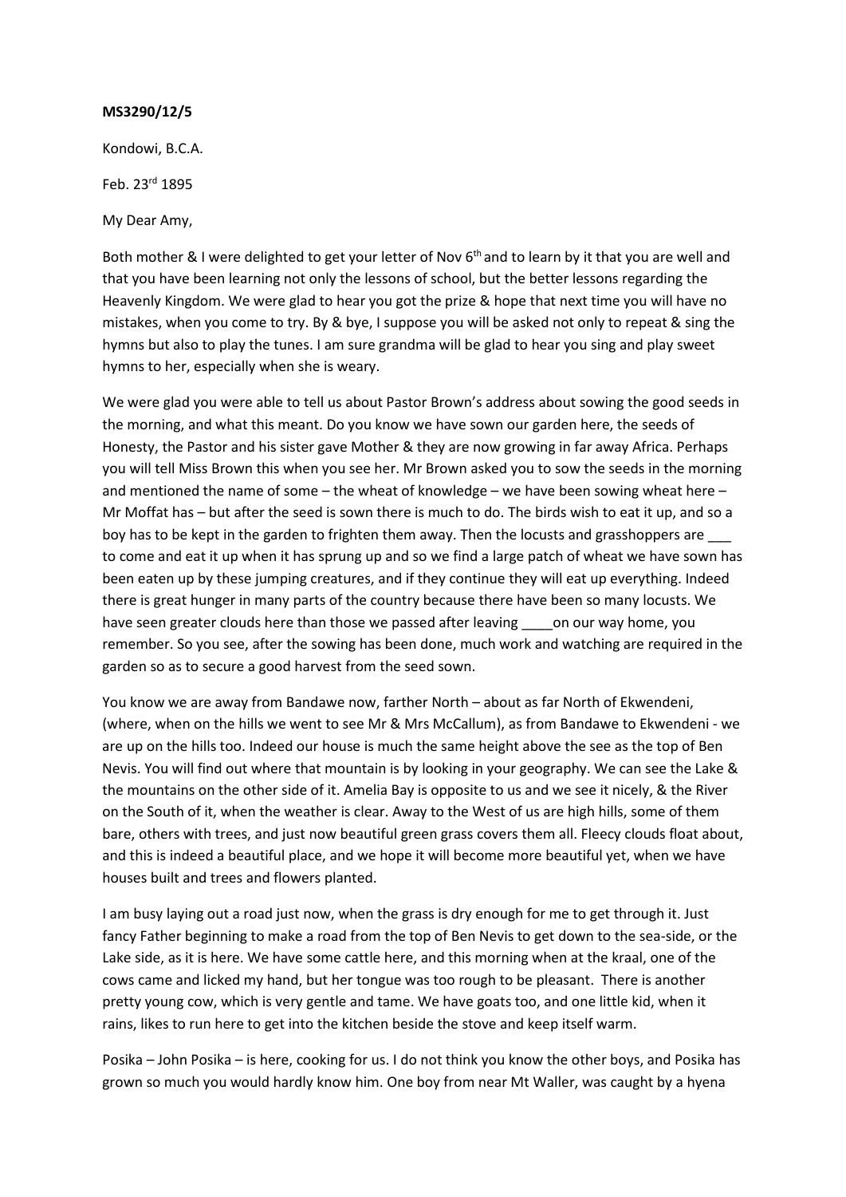**MS3290/12/5**

Kondowi, B.C.A.

Feb. 23rd 1895

My Dear Amy,

Both mother & I were delighted to get your letter of Nov 6th and to learn by it that you are well and that you have been learning not only the lessons of school, but the better lessons regarding the Heavenly Kingdom. We were glad to hear you got the prize & hope that next time you will have no mistakes, when you come to try. By & bye, I suppose you will be asked not only to repeat & sing the hymns but also to play the tunes. I am sure grandma will be glad to hear you sing and play sweet hymns to her, especially when she is weary.

We were glad you were able to tell us about Pastor Brown's address about sowing the good seeds in the morning, and what this meant. Do you know we have sown our garden here, the seeds of Honesty, the Pastor and his sister gave Mother & they are now growing in far away Africa. Perhaps you will tell Miss Brown this when you see her. Mr Brown asked you to sow the seeds in the morning and mentioned the name of some – the wheat of knowledge – we have been sowing wheat here – Mr Moffat has – but after the seed is sown there is much to do. The birds wish to eat it up, and so a boy has to be kept in the garden to frighten them away. Then the locusts and grasshoppers are ___ to come and eat it up when it has sprung up and so we find a large patch of wheat we have sown has been eaten up by these jumping creatures, and if they continue they will eat up everything. Indeed there is great hunger in many parts of the country because there have been so many locusts. We have seen greater clouds here than those we passed after leaving ____on our way home, you remember. So you see, after the sowing has been done, much work and watching are required in the garden so as to secure a good harvest from the seed sown.

You know we are away from Bandawe now, farther North – about as far North of Ekwendeni, (where, when on the hills we went to see Mr & Mrs McCallum), as from Bandawe to Ekwendeni - we are up on the hills too. Indeed our house is much the same height above the see as the top of Ben Nevis. You will find out where that mountain is by looking in your geography. We can see the Lake & the mountains on the other side of it. Amelia Bay is opposite to us and we see it nicely, & the River on the South of it, when the weather is clear. Away to the West of us are high hills, some of them bare, others with trees, and just now beautiful green grass covers them all. Fleecy clouds float about, and this is indeed a beautiful place, and we hope it will become more beautiful yet, when we have houses built and trees and flowers planted.

I am busy laying out a road just now, when the grass is dry enough for me to get through it. Just fancy Father beginning to make a road from the top of Ben Nevis to get down to the sea-side, or the Lake side, as it is here. We have some cattle here, and this morning when at the kraal, one of the cows came and licked my hand, but her tongue was too rough to be pleasant. There is another pretty young cow, which is very gentle and tame. We have goats too, and one little kid, when it rains, likes to run here to get into the kitchen beside the stove and keep itself warm.

Posika – John Posika – is here, cooking for us. I do not think you know the other boys, and Posika has grown so much you would hardly know him. One boy from near Mt Waller, was caught by a hyena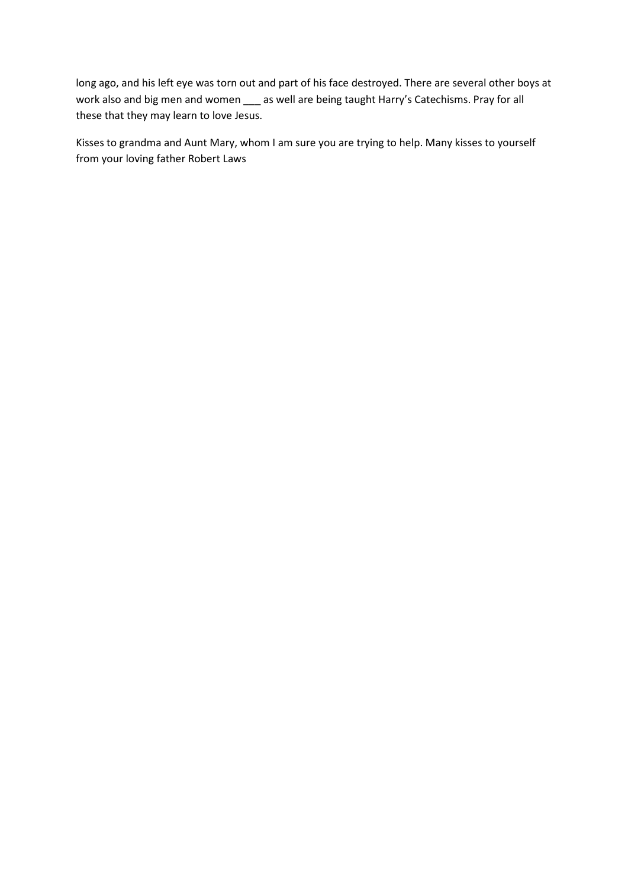long ago, and his left eye was torn out and part of his face destroyed. There are several other boys at work also and big men and women ___ as well are being taught Harry's Catechisms. Pray for all these that they may learn to love Jesus.

Kisses to grandma and Aunt Mary, whom I am sure you are trying to help. Many kisses to yourself from your loving father Robert Laws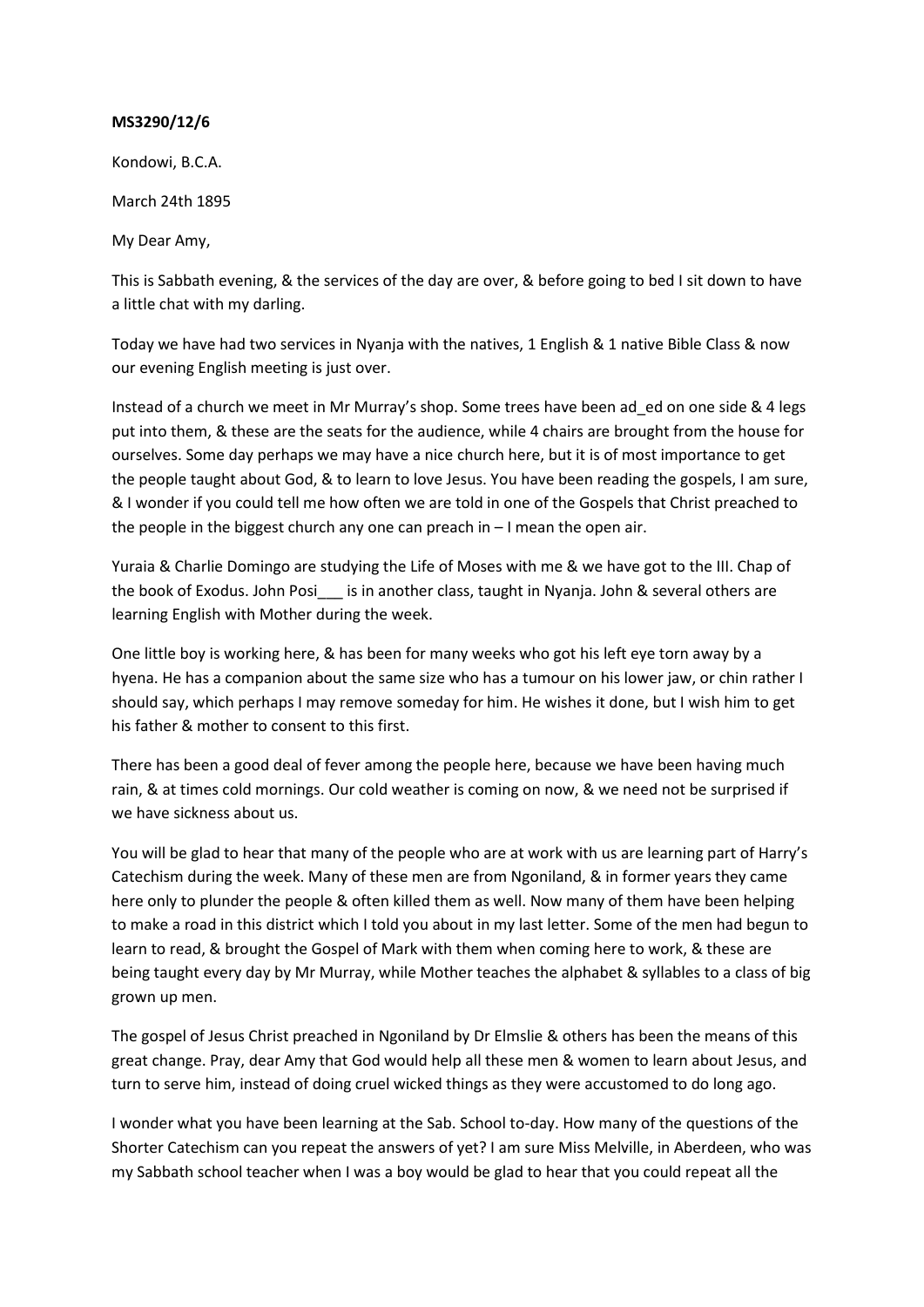**MS3290/12/6**

Kondowi, B.C.A.

March 24th 1895

My Dear Amy,

This is Sabbath evening, & the services of the day are over, & before going to bed I sit down to have a little chat with my darling.

Today we have had two services in Nyanja with the natives, 1 English & 1 native Bible Class & now our evening English meeting is just over.

Instead of a church we meet in Mr Murray's shop. Some trees have been ad_ed on one side & 4 legs put into them, & these are the seats for the audience, while 4 chairs are brought from the house for ourselves. Some day perhaps we may have a nice church here, but it is of most importance to get the people taught about God, & to learn to love Jesus. You have been reading the gospels, I am sure, & I wonder if you could tell me how often we are told in one of the Gospels that Christ preached to the people in the biggest church any one can preach in – I mean the open air.

Yuraia & Charlie Domingo are studying the Life of Moses with me & we have got to the III. Chap of the book of Exodus. John Posi___ is in another class, taught in Nyanja. John & several others are learning English with Mother during the week.

One little boy is working here, & has been for many weeks who got his left eye torn away by a hyena. He has a companion about the same size who has a tumour on his lower jaw, or chin rather I should say, which perhaps I may remove someday for him. He wishes it done, but I wish him to get his father & mother to consent to this first.

There has been a good deal of fever among the people here, because we have been having much rain, & at times cold mornings. Our cold weather is coming on now, & we need not be surprised if we have sickness about us.

You will be glad to hear that many of the people who are at work with us are learning part of Harry's Catechism during the week. Many of these men are from Ngoniland, & in former years they came here only to plunder the people & often killed them as well. Now many of them have been helping to make a road in this district which I told you about in my last letter. Some of the men had begun to learn to read, & brought the Gospel of Mark with them when coming here to work, & these are being taught every day by Mr Murray, while Mother teaches the alphabet & syllables to a class of big grown up men.

The gospel of Jesus Christ preached in Ngoniland by Dr Elmslie & others has been the means of this great change. Pray, dear Amy that God would help all these men & women to learn about Jesus, and turn to serve him, instead of doing cruel wicked things as they were accustomed to do long ago.

I wonder what you have been learning at the Sab. School to-day. How many of the questions of the Shorter Catechism can you repeat the answers of yet? I am sure Miss Melville, in Aberdeen, who was my Sabbath school teacher when I was a boy would be glad to hear that you could repeat all the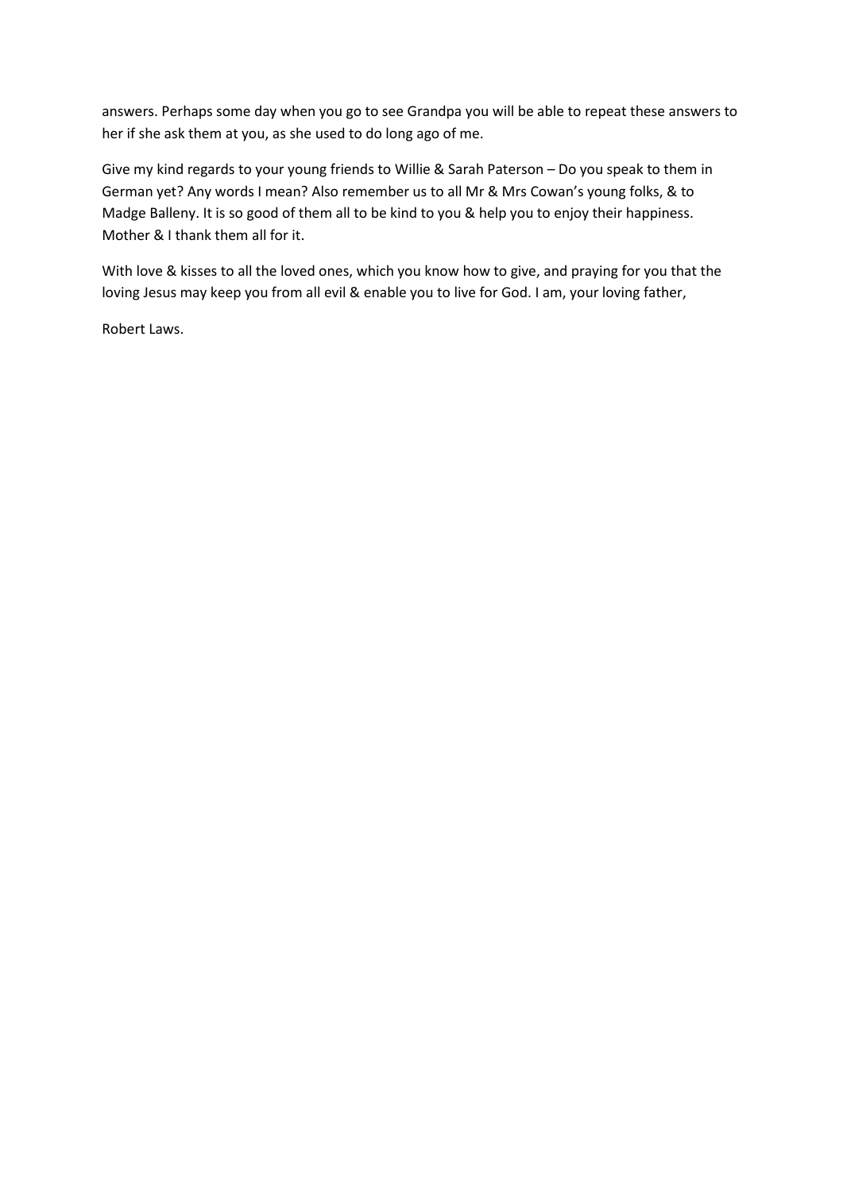answers. Perhaps some day when you go to see Grandpa you will be able to repeat these answers to her if she ask them at you, as she used to do long ago of me.

Give my kind regards to your young friends to Willie & Sarah Paterson – Do you speak to them in German yet? Any words I mean? Also remember us to all Mr & Mrs Cowan's young folks, & to Madge Balleny. It is so good of them all to be kind to you & help you to enjoy their happiness. Mother & I thank them all for it.

With love & kisses to all the loved ones, which you know how to give, and praying for you that the loving Jesus may keep you from all evil & enable you to live for God. I am, your loving father,

Robert Laws.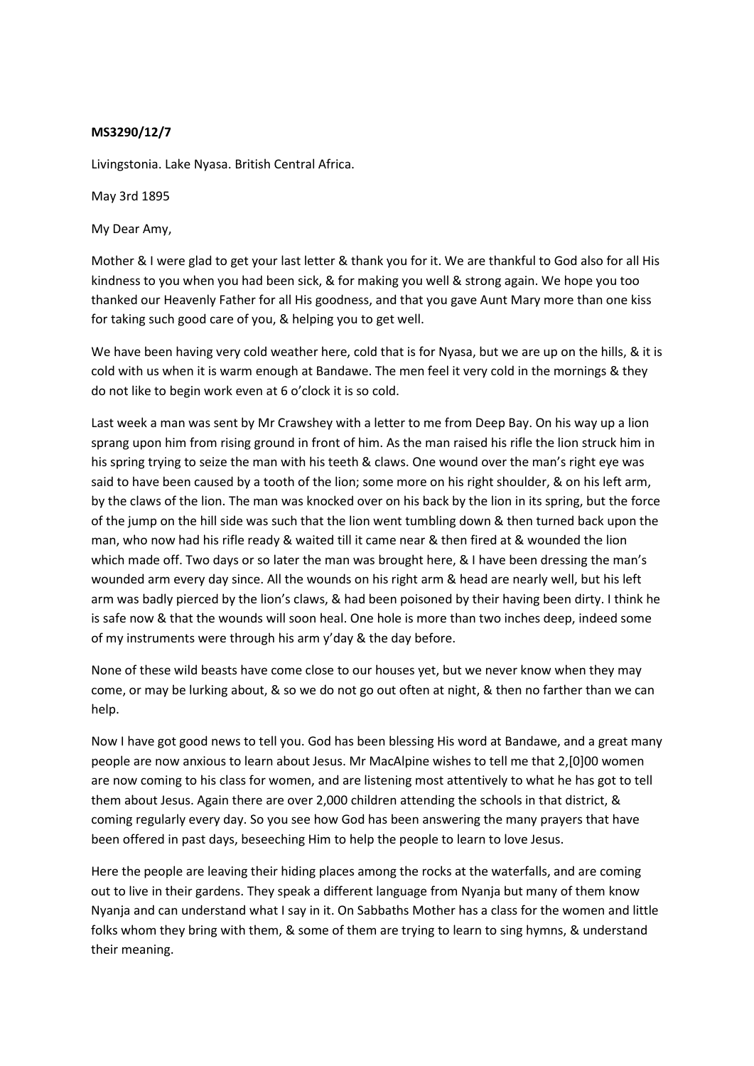**MS3290/12/7**

Livingstonia. Lake Nyasa. British Central Africa.

May 3rd 1895

My Dear Amy,

Mother & I were glad to get your last letter & thank you for it. We are thankful to God also for all His kindness to you when you had been sick, & for making you well & strong again. We hope you too thanked our Heavenly Father for all His goodness, and that you gave Aunt Mary more than one kiss for taking such good care of you, & helping you to get well.

We have been having very cold weather here, cold that is for Nyasa, but we are up on the hills, & it is cold with us when it is warm enough at Bandawe. The men feel it very cold in the mornings & they do not like to begin work even at 6 o'clock it is so cold.

Last week a man was sent by Mr Crawshey with a letter to me from Deep Bay. On his way up a lion sprang upon him from rising ground in front of him. As the man raised his rifle the lion struck him in his spring trying to seize the man with his teeth & claws. One wound over the man's right eye was said to have been caused by a tooth of the lion; some more on his right shoulder, & on his left arm, by the claws of the lion. The man was knocked over on his back by the lion in its spring, but the force of the jump on the hill side was such that the lion went tumbling down & then turned back upon the man, who now had his rifle ready & waited till it came near & then fired at & wounded the lion which made off. Two days or so later the man was brought here, & I have been dressing the man's wounded arm every day since. All the wounds on his right arm & head are nearly well, but his left arm was badly pierced by the lion's claws, & had been poisoned by their having been dirty. I think he is safe now & that the wounds will soon heal. One hole is more than two inches deep, indeed some of my instruments were through his arm y'day & the day before.

None of these wild beasts have come close to our houses yet, but we never know when they may come, or may be lurking about, & so we do not go out often at night, & then no farther than we can help.

Now I have got good news to tell you. God has been blessing His word at Bandawe, and a great many people are now anxious to learn about Jesus. Mr MacAlpine wishes to tell me that 2,[0]00 women are now coming to his class for women, and are listening most attentively to what he has got to tell them about Jesus. Again there are over 2,000 children attending the schools in that district, & coming regularly every day. So you see how God has been answering the many prayers that have been offered in past days, beseeching Him to help the people to learn to love Jesus.

Here the people are leaving their hiding places among the rocks at the waterfalls, and are coming out to live in their gardens. They speak a different language from Nyanja but many of them know Nyanja and can understand what I say in it. On Sabbaths Mother has a class for the women and little folks whom they bring with them, & some of them are trying to learn to sing hymns, & understand their meaning.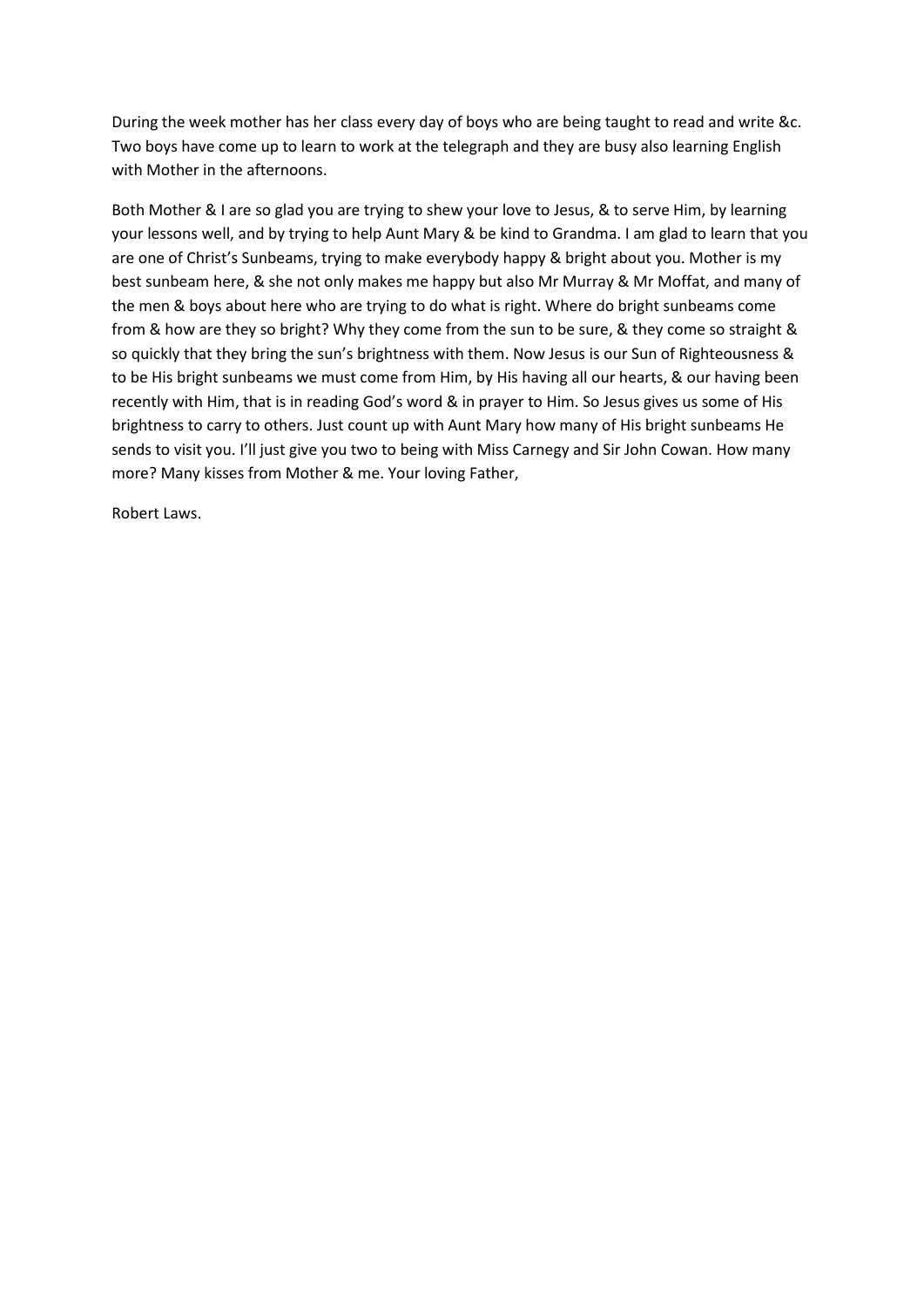During the week mother has her class every day of boys who are being taught to read and write &c. Two boys have come up to learn to work at the telegraph and they are busy also learning English with Mother in the afternoons.

Both Mother & I are so glad you are trying to shew your love to Jesus, & to serve Him, by learning your lessons well, and by trying to help Aunt Mary & be kind to Grandma. I am glad to learn that you are one of Christ's Sunbeams, trying to make everybody happy & bright about you. Mother is my best sunbeam here, & she not only makes me happy but also Mr Murray & Mr Moffat, and many of the men & boys about here who are trying to do what is right. Where do bright sunbeams come from & how are they so bright? Why they come from the sun to be sure, & they come so straight & so quickly that they bring the sun's brightness with them. Now Jesus is our Sun of Righteousness & to be His bright sunbeams we must come from Him, by His having all our hearts, & our having been recently with Him, that is in reading God's word & in prayer to Him. So Jesus gives us some of His brightness to carry to others. Just count up with Aunt Mary how many of His bright sunbeams He sends to visit you. I'll just give you two to being with Miss Carnegy and Sir John Cowan. How many more? Many kisses from Mother & me. Your loving Father,

Robert Laws.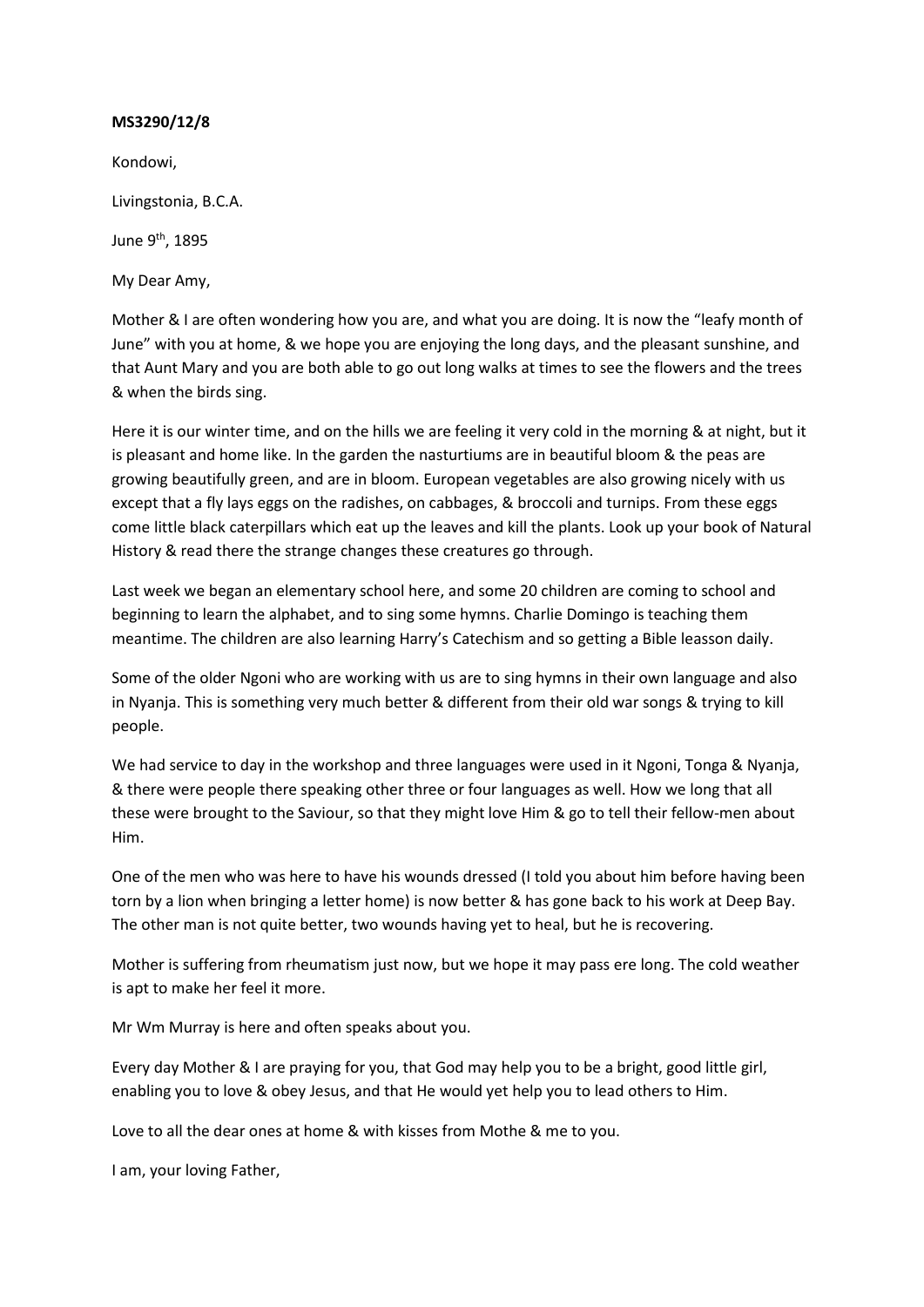**MS3290/12/8**

Kondowi,

Livingstonia, B.C.A.

June 9th, 1895

My Dear Amy,

Mother & I are often wondering how you are, and what you are doing. It is now the "leafy month of June" with you at home, & we hope you are enjoying the long days, and the pleasant sunshine, and that Aunt Mary and you are both able to go out long walks at times to see the flowers and the trees & when the birds sing.

Here it is our winter time, and on the hills we are feeling it very cold in the morning & at night, but it is pleasant and home like. In the garden the nasturtiums are in beautiful bloom & the peas are growing beautifully green, and are in bloom. European vegetables are also growing nicely with us except that a fly lays eggs on the radishes, on cabbages, & broccoli and turnips. From these eggs come little black caterpillars which eat up the leaves and kill the plants. Look up your book of Natural History & read there the strange changes these creatures go through.

Last week we began an elementary school here, and some 20 children are coming to school and beginning to learn the alphabet, and to sing some hymns. Charlie Domingo is teaching them meantime. The children are also learning Harry's Catechism and so getting a Bible leasson daily.

Some of the older Ngoni who are working with us are to sing hymns in their own language and also in Nyanja. This is something very much better & different from their old war songs & trying to kill people.

We had service to day in the workshop and three languages were used in it Ngoni, Tonga & Nyanja, & there were people there speaking other three or four languages as well. How we long that all these were brought to the Saviour, so that they might love Him & go to tell their fellow-men about Him.

One of the men who was here to have his wounds dressed (I told you about him before having been torn by a lion when bringing a letter home) is now better & has gone back to his work at Deep Bay. The other man is not quite better, two wounds having yet to heal, but he is recovering.

Mother is suffering from rheumatism just now, but we hope it may pass ere long. The cold weather is apt to make her feel it more.

Mr Wm Murray is here and often speaks about you.

Every day Mother & I are praying for you, that God may help you to be a bright, good little girl, enabling you to love & obey Jesus, and that He would yet help you to lead others to Him.

Love to all the dear ones at home & with kisses from Mothe & me to you.

I am, your loving Father,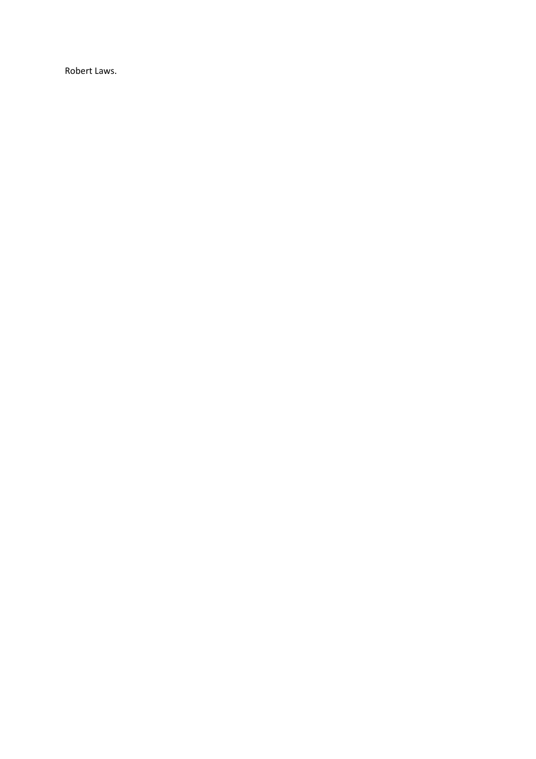Robert Laws.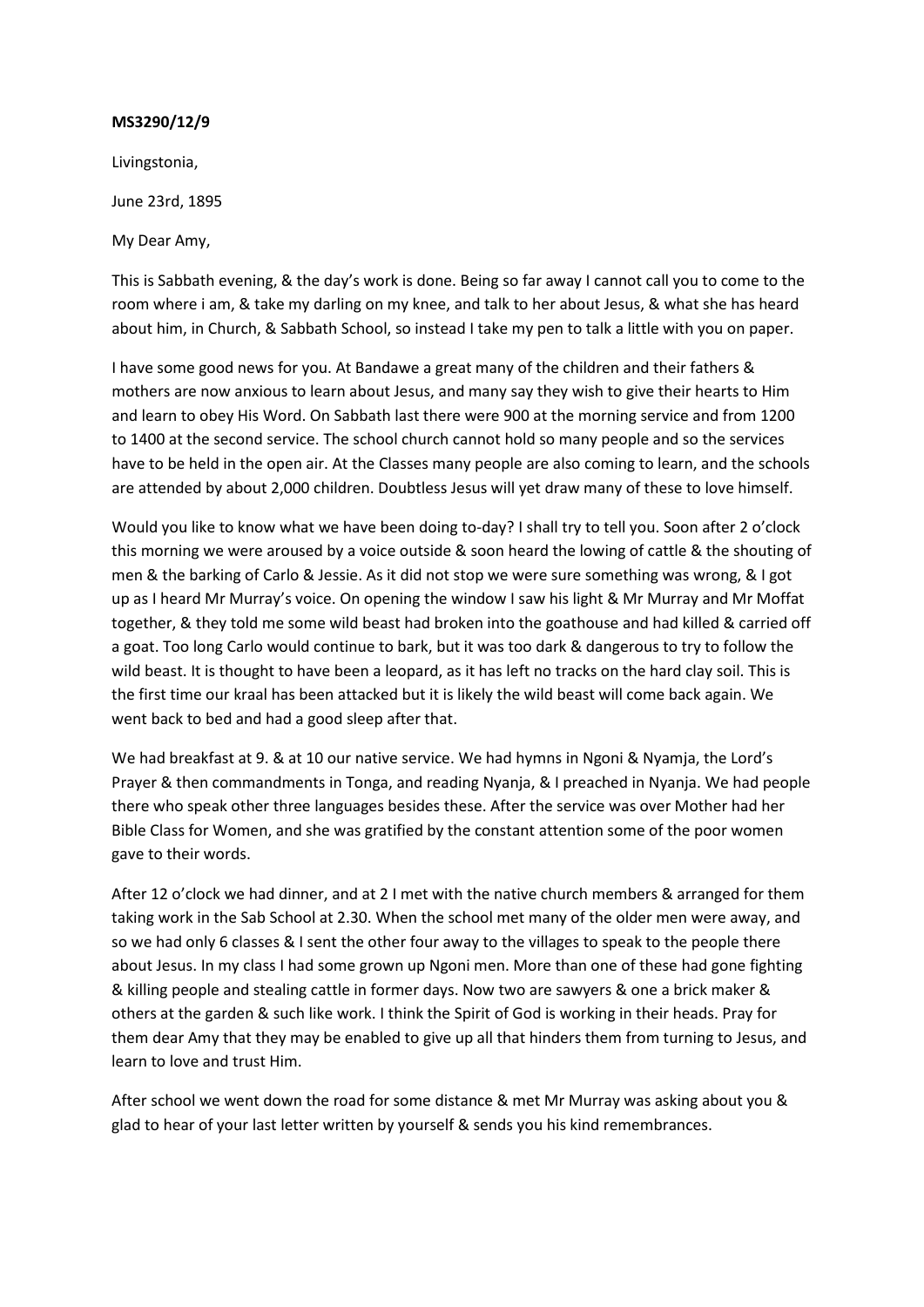**MS3290/12/9**

Livingstonia,

June 23rd, 1895

My Dear Amy,

This is Sabbath evening, & the day's work is done. Being so far away I cannot call you to come to the room where i am, & take my darling on my knee, and talk to her about Jesus, & what she has heard about him, in Church, & Sabbath School, so instead I take my pen to talk a little with you on paper.

I have some good news for you. At Bandawe a great many of the children and their fathers & mothers are now anxious to learn about Jesus, and many say they wish to give their hearts to Him and learn to obey His Word. On Sabbath last there were 900 at the morning service and from 1200 to 1400 at the second service. The school church cannot hold so many people and so the services have to be held in the open air. At the Classes many people are also coming to learn, and the schools are attended by about 2,000 children. Doubtless Jesus will yet draw many of these to love himself.

Would you like to know what we have been doing to-day? I shall try to tell you. Soon after 2 o'clock this morning we were aroused by a voice outside & soon heard the lowing of cattle & the shouting of men & the barking of Carlo & Jessie. As it did not stop we were sure something was wrong, & I got up as I heard Mr Murray's voice. On opening the window I saw his light & Mr Murray and Mr Moffat together, & they told me some wild beast had broken into the goathouse and had killed & carried off a goat. Too long Carlo would continue to bark, but it was too dark & dangerous to try to follow the wild beast. It is thought to have been a leopard, as it has left no tracks on the hard clay soil. This is the first time our kraal has been attacked but it is likely the wild beast will come back again. We went back to bed and had a good sleep after that.

We had breakfast at 9. & at 10 our native service. We had hymns in Ngoni & Nyamja, the Lord's Prayer & then commandments in Tonga, and reading Nyanja, & I preached in Nyanja. We had people there who speak other three languages besides these. After the service was over Mother had her Bible Class for Women, and she was gratified by the constant attention some of the poor women gave to their words.

After 12 o'clock we had dinner, and at 2 I met with the native church members & arranged for them taking work in the Sab School at 2.30. When the school met many of the older men were away, and so we had only 6 classes & I sent the other four away to the villages to speak to the people there about Jesus. In my class I had some grown up Ngoni men. More than one of these had gone fighting & killing people and stealing cattle in former days. Now two are sawyers & one a brick maker & others at the garden & such like work. I think the Spirit of God is working in their heads. Pray for them dear Amy that they may be enabled to give up all that hinders them from turning to Jesus, and learn to love and trust Him.

After school we went down the road for some distance & met Mr Murray was asking about you & glad to hear of your last letter written by yourself & sends you his kind remembrances.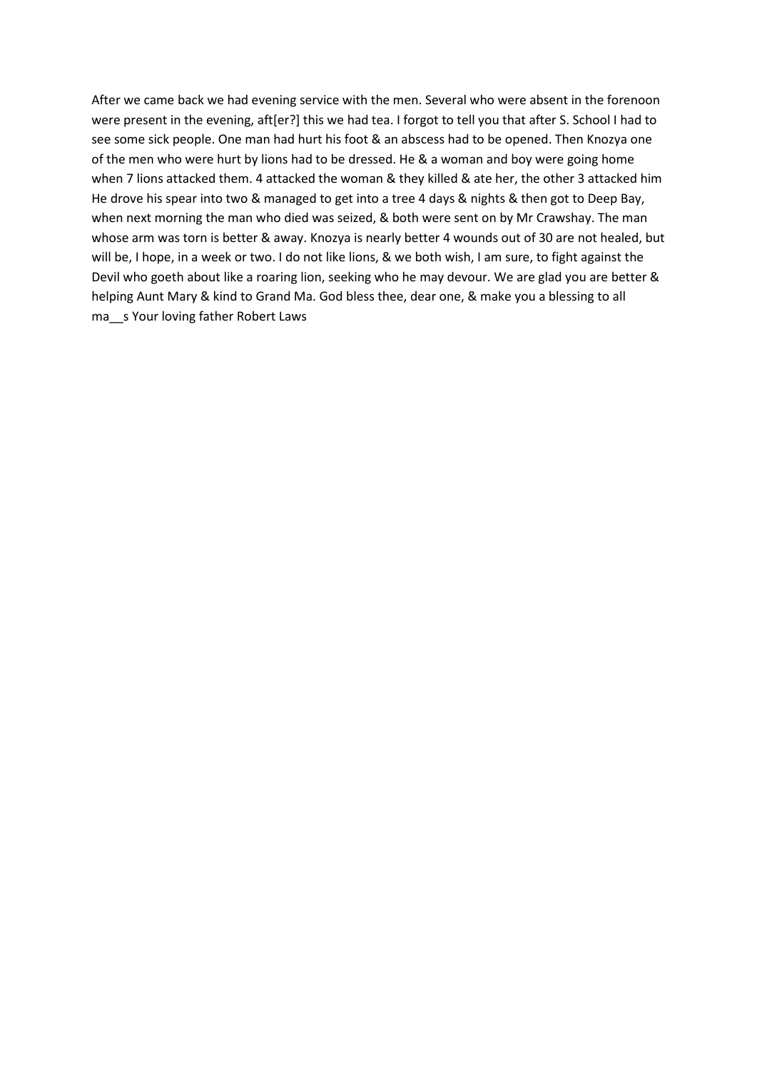After we came back we had evening service with the men. Several who were absent in the forenoon were present in the evening, aft[er?] this we had tea. I forgot to tell you that after S. School I had to see some sick people. One man had hurt his foot & an abscess had to be opened. Then Knozya one of the men who were hurt by lions had to be dressed. He & a woman and boy were going home when 7 lions attacked them. 4 attacked the woman & they killed & ate her, the other 3 attacked him He drove his spear into two & managed to get into a tree 4 days & nights & then got to Deep Bay, when next morning the man who died was seized, & both were sent on by Mr Crawshay. The man whose arm was torn is better & away. Knozya is nearly better 4 wounds out of 30 are not healed, but will be, I hope, in a week or two. I do not like lions, & we both wish, I am sure, to fight against the Devil who goeth about like a roaring lion, seeking who he may devour. We are glad you are better & helping Aunt Mary & kind to Grand Ma. God bless thee, dear one, & make you a blessing to all ma__s Your loving father Robert Laws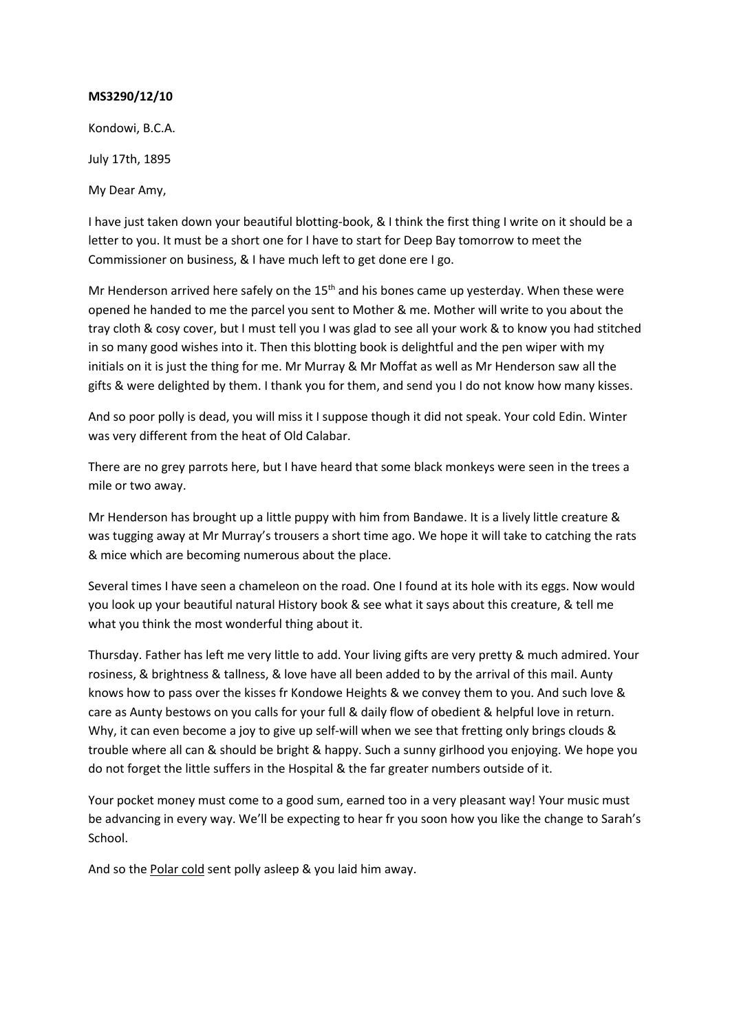**MS3290/12/10**

Kondowi, B.C.A.

July 17th, 1895

My Dear Amy,

I have just taken down your beautiful blotting-book, & I think the first thing I write on it should be a letter to you. It must be a short one for I have to start for Deep Bay tomorrow to meet the Commissioner on business, & I have much left to get done ere I go.

Mr Henderson arrived here safely on the 15th and his bones came up yesterday. When these were opened he handed to me the parcel you sent to Mother & me. Mother will write to you about the tray cloth & cosy cover, but I must tell you I was glad to see all your work & to know you had stitched in so many good wishes into it. Then this blotting book is delightful and the pen wiper with my initials on it is just the thing for me. Mr Murray & Mr Moffat as well as Mr Henderson saw all the gifts & were delighted by them. I thank you for them, and send you I do not know how many kisses.

And so poor polly is dead, you will miss it I suppose though it did not speak. Your cold Edin. Winter was very different from the heat of Old Calabar.

There are no grey parrots here, but I have heard that some black monkeys were seen in the trees a mile or two away.

Mr Henderson has brought up a little puppy with him from Bandawe. It is a lively little creature & was tugging away at Mr Murray's trousers a short time ago. We hope it will take to catching the rats & mice which are becoming numerous about the place.

Several times I have seen a chameleon on the road. One I found at its hole with its eggs. Now would you look up your beautiful natural History book & see what it says about this creature, & tell me what you think the most wonderful thing about it.

Thursday. Father has left me very little to add. Your living gifts are very pretty & much admired. Your rosiness, & brightness & tallness, & love have all been added to by the arrival of this mail. Aunty knows how to pass over the kisses fr Kondowe Heights & we convey them to you. And such love & care as Aunty bestows on you calls for your full & daily flow of obedient & helpful love in return. Why, it can even become a joy to give up self-will when we see that fretting only brings clouds & trouble where all can & should be bright & happy. Such a sunny girlhood you enjoying. We hope you do not forget the little suffers in the Hospital & the far greater numbers outside of it.

Your pocket money must come to a good sum, earned too in a very pleasant way! Your music must be advancing in every way. We'll be expecting to hear fr you soon how you like the change to Sarah's School.

And so the <u>Polar cold</u> sent polly asleep & you laid him away.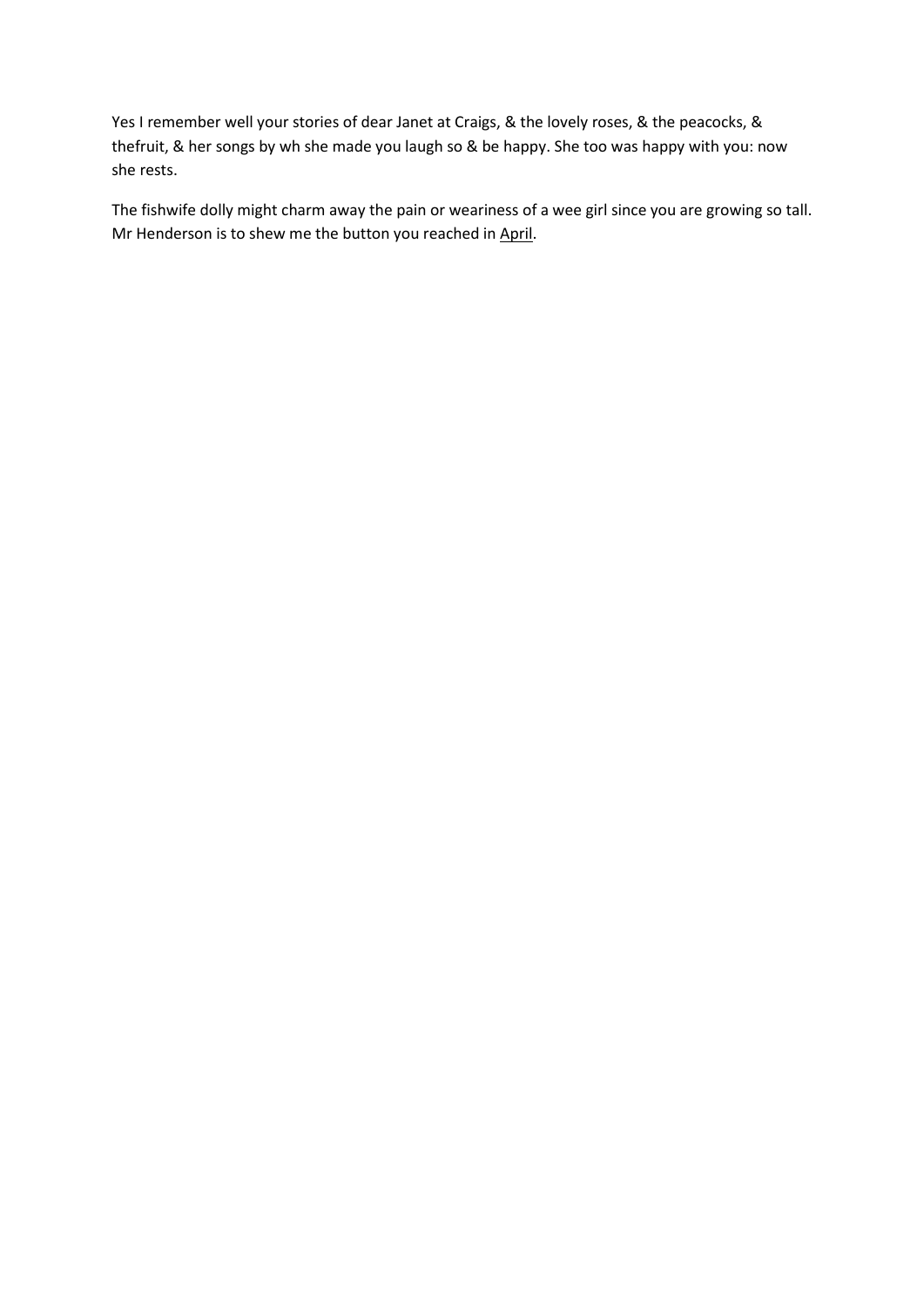Yes I remember well your stories of dear Janet at Craigs, & the lovely roses, & the peacocks, & thefruit, & her songs by wh she made you laugh so & be happy. She too was happy with you: now she rests.

The fishwife dolly might charm away the pain or weariness of a wee girl since you are growing so tall. Mr Henderson is to shew me the button you reached in <u>April</u>.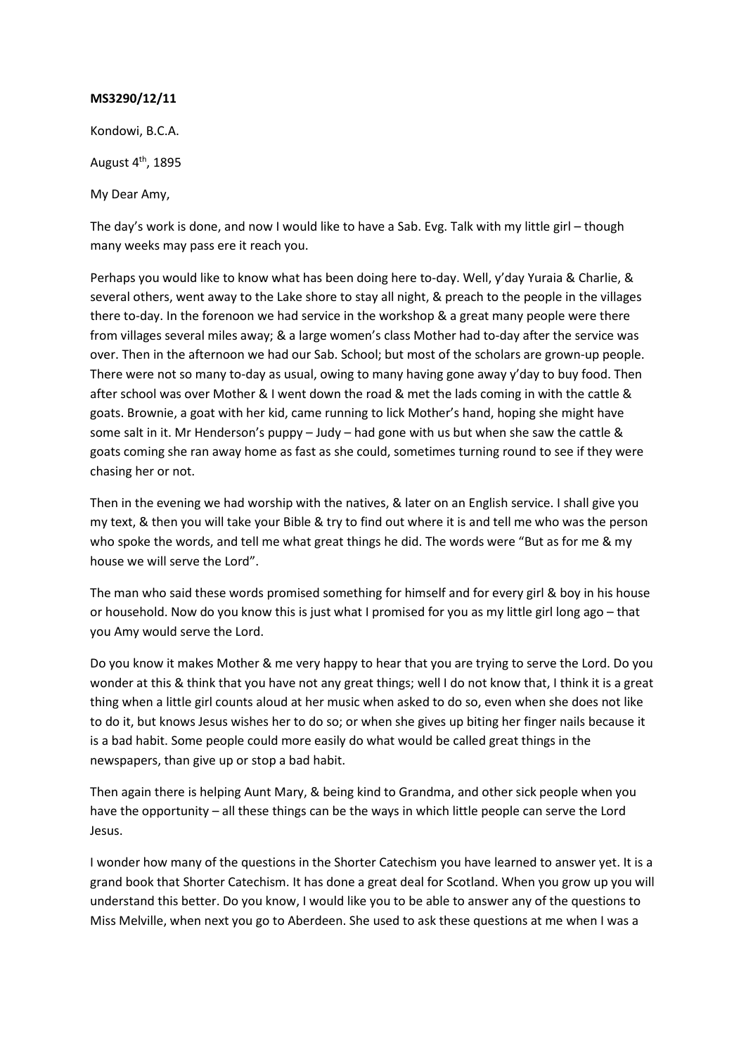**MS3290/12/11**

Kondowi, B.C.A.

August 4th, 1895

My Dear Amy,

The day's work is done, and now I would like to have a Sab. Evg. Talk with my little girl – though many weeks may pass ere it reach you.

Perhaps you would like to know what has been doing here to-day. Well, y'day Yuraia & Charlie, & several others, went away to the Lake shore to stay all night, & preach to the people in the villages there to-day. In the forenoon we had service in the workshop & a great many people were there from villages several miles away; & a large women's class Mother had to-day after the service was over. Then in the afternoon we had our Sab. School; but most of the scholars are grown-up people. There were not so many to-day as usual, owing to many having gone away y'day to buy food. Then after school was over Mother & I went down the road & met the lads coming in with the cattle & goats. Brownie, a goat with her kid, came running to lick Mother's hand, hoping she might have some salt in it. Mr Henderson's puppy – Judy – had gone with us but when she saw the cattle & goats coming she ran away home as fast as she could, sometimes turning round to see if they were chasing her or not.

Then in the evening we had worship with the natives, & later on an English service. I shall give you my text, & then you will take your Bible & try to find out where it is and tell me who was the person who spoke the words, and tell me what great things he did. The words were "But as for me & my house we will serve the Lord".

The man who said these words promised something for himself and for every girl & boy in his house or household. Now do you know this is just what I promised for you as my little girl long ago – that you Amy would serve the Lord.

Do you know it makes Mother & me very happy to hear that you are trying to serve the Lord. Do you wonder at this & think that you have not any great things; well I do not know that, I think it is a great thing when a little girl counts aloud at her music when asked to do so, even when she does not like to do it, but knows Jesus wishes her to do so; or when she gives up biting her finger nails because it is a bad habit. Some people could more easily do what would be called great things in the newspapers, than give up or stop a bad habit.

Then again there is helping Aunt Mary, & being kind to Grandma, and other sick people when you have the opportunity – all these things can be the ways in which little people can serve the Lord Jesus.

I wonder how many of the questions in the Shorter Catechism you have learned to answer yet. It is a grand book that Shorter Catechism. It has done a great deal for Scotland. When you grow up you will understand this better. Do you know, I would like you to be able to answer any of the questions to Miss Melville, when next you go to Aberdeen. She used to ask these questions at me when I was a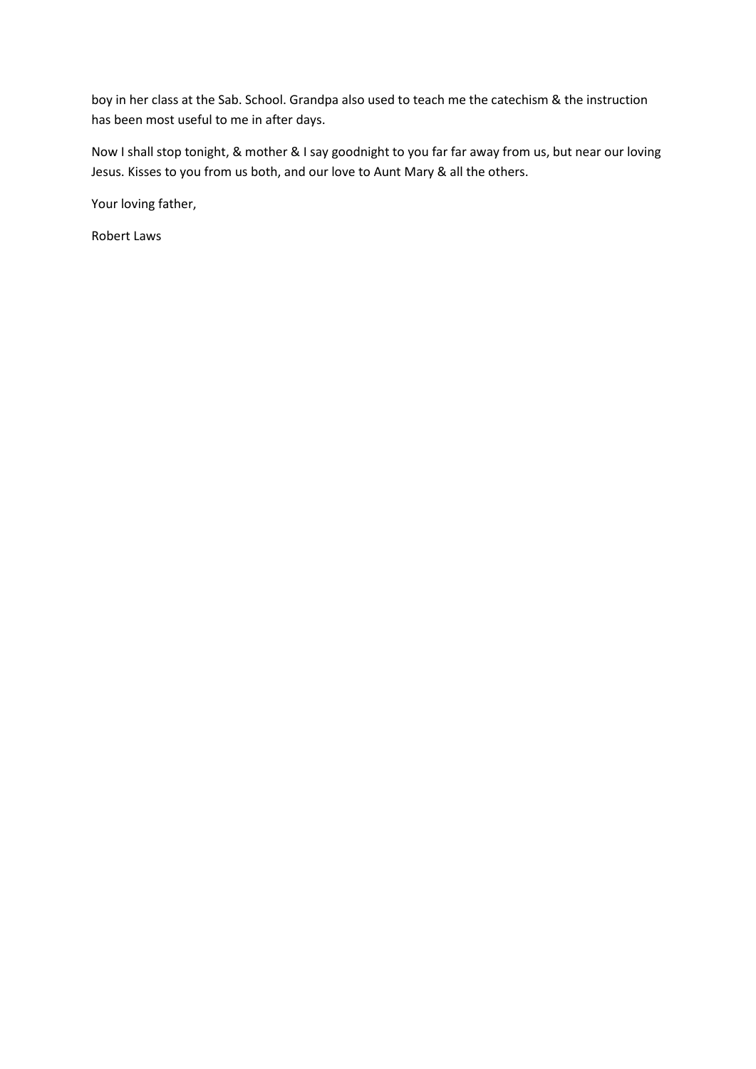boy in her class at the Sab. School. Grandpa also used to teach me the catechism & the instruction has been most useful to me in after days.

Now I shall stop tonight, & mother & I say goodnight to you far far away from us, but near our loving Jesus. Kisses to you from us both, and our love to Aunt Mary & all the others.

Your loving father,

Robert Laws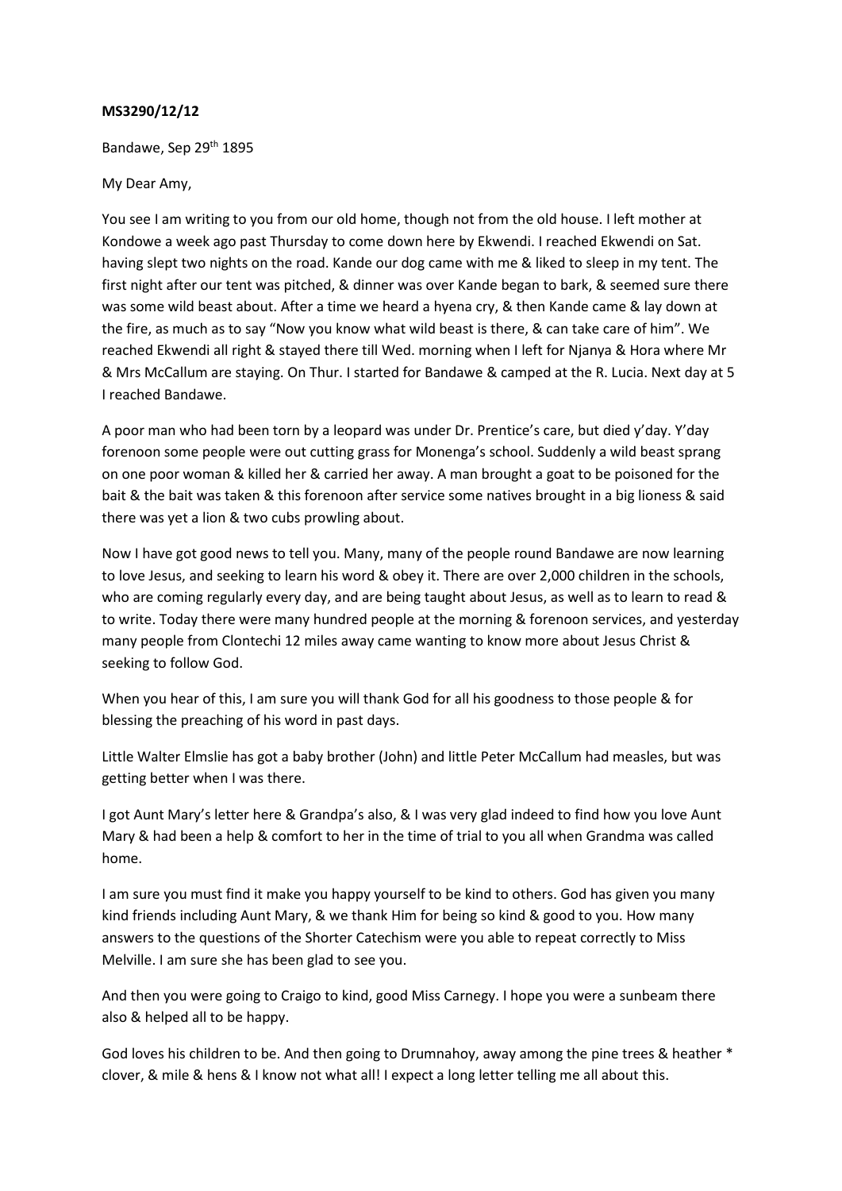**MS3290/12/12**

Bandawe, Sep 29th 1895

My Dear Amy,

You see I am writing to you from our old home, though not from the old house. I left mother at Kondowe a week ago past Thursday to come down here by Ekwendi. I reached Ekwendi on Sat. having slept two nights on the road. Kande our dog came with me & liked to sleep in my tent. The first night after our tent was pitched, & dinner was over Kande began to bark, & seemed sure there was some wild beast about. After a time we heard a hyena cry, & then Kande came & lay down at the fire, as much as to say "Now you know what wild beast is there, & can take care of him". We reached Ekwendi all right & stayed there till Wed. morning when I left for Njanya & Hora where Mr & Mrs McCallum are staying. On Thur. I started for Bandawe & camped at the R. Lucia. Next day at 5 I reached Bandawe.

A poor man who had been torn by a leopard was under Dr. Prentice's care, but died y'day. Y'day forenoon some people were out cutting grass for Monenga's school. Suddenly a wild beast sprang on one poor woman & killed her & carried her away. A man brought a goat to be poisoned for the bait & the bait was taken & this forenoon after service some natives brought in a big lioness & said there was yet a lion & two cubs prowling about.

Now I have got good news to tell you. Many, many of the people round Bandawe are now learning to love Jesus, and seeking to learn his word & obey it. There are over 2,000 children in the schools, who are coming regularly every day, and are being taught about Jesus, as well as to learn to read & to write. Today there were many hundred people at the morning & forenoon services, and yesterday many people from Clontechi 12 miles away came wanting to know more about Jesus Christ & seeking to follow God.

When you hear of this, I am sure you will thank God for all his goodness to those people & for blessing the preaching of his word in past days.

Little Walter Elmslie has got a baby brother (John) and little Peter McCallum had measles, but was getting better when I was there.

I got Aunt Mary's letter here & Grandpa's also, & I was very glad indeed to find how you love Aunt Mary & had been a help & comfort to her in the time of trial to you all when Grandma was called home.

I am sure you must find it make you happy yourself to be kind to others. God has given you many kind friends including Aunt Mary, & we thank Him for being so kind & good to you. How many answers to the questions of the Shorter Catechism were you able to repeat correctly to Miss Melville. I am sure she has been glad to see you.

And then you were going to Craigo to kind, good Miss Carnegy. I hope you were a sunbeam there also & helped all to be happy.

God loves his children to be. And then going to Drumnahoy, away among the pine trees & heather * clover, & mile & hens & I know not what all! I expect a long letter telling me all about this.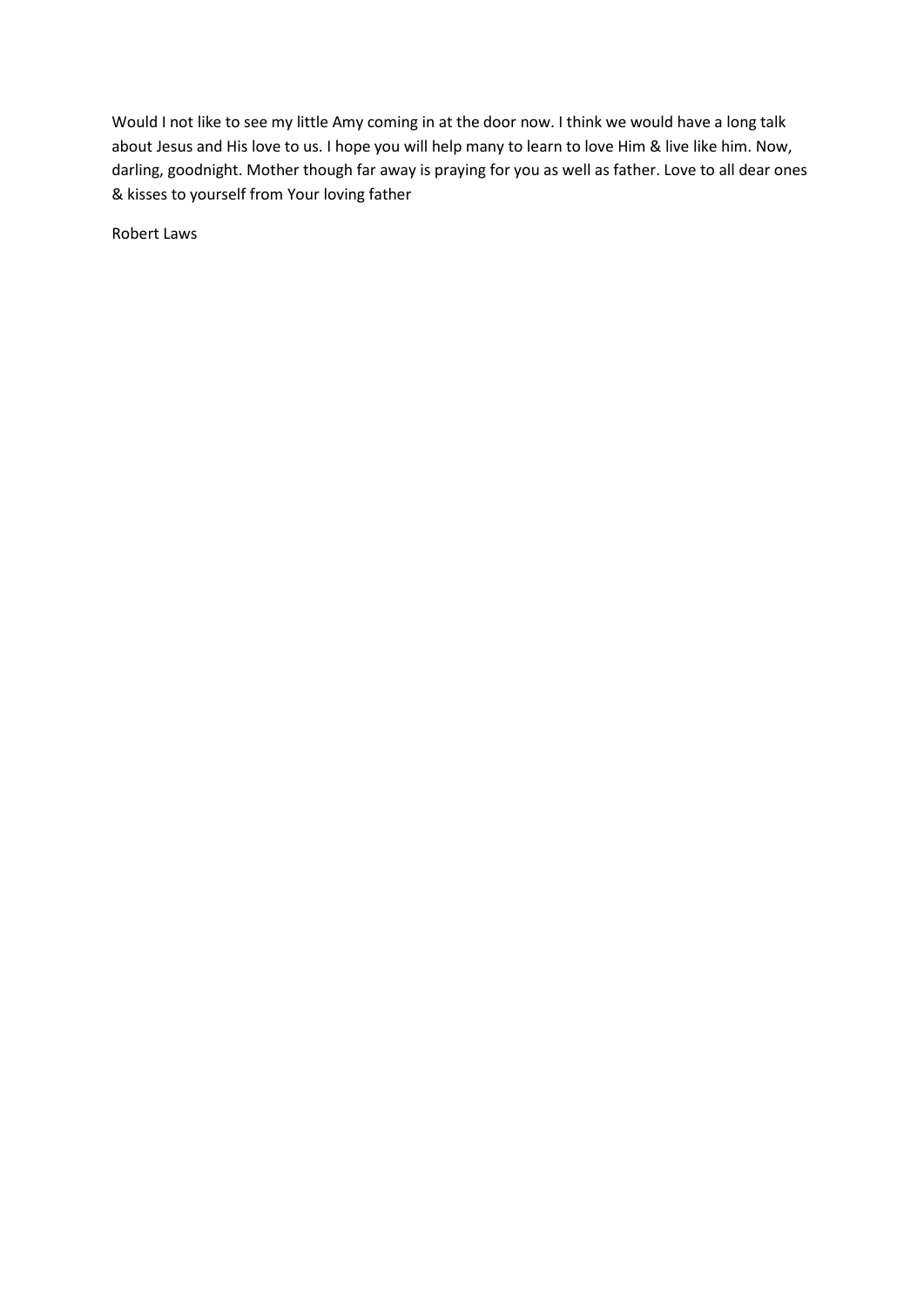Would I not like to see my little Amy coming in at the door now. I think we would have a long talk about Jesus and His love to us. I hope you will help many to learn to love Him & live like him. Now, darling, goodnight. Mother though far away is praying for you as well as father. Love to all dear ones & kisses to yourself from Your loving father

Robert Laws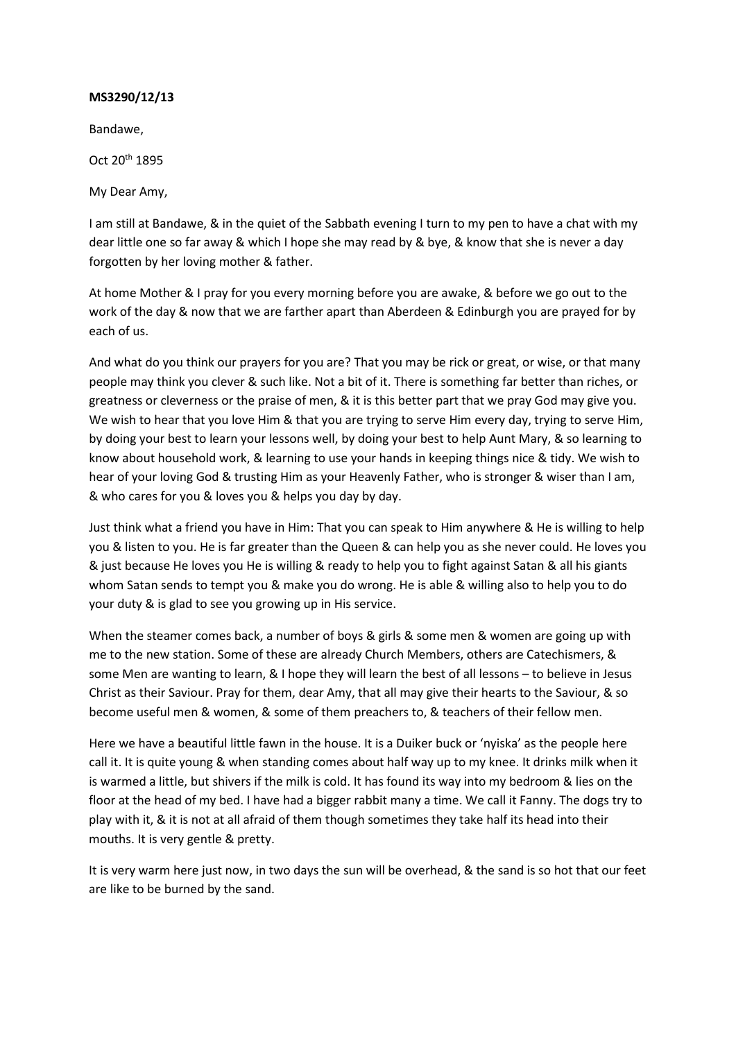**MS3290/12/13**

Bandawe,

Oct 20th 1895

My Dear Amy,

I am still at Bandawe, & in the quiet of the Sabbath evening I turn to my pen to have a chat with my dear little one so far away & which I hope she may read by & bye, & know that she is never a day forgotten by her loving mother & father.

At home Mother & I pray for you every morning before you are awake, & before we go out to the work of the day & now that we are farther apart than Aberdeen & Edinburgh you are prayed for by each of us.

And what do you think our prayers for you are? That you may be rick or great, or wise, or that many people may think you clever & such like. Not a bit of it. There is something far better than riches, or greatness or cleverness or the praise of men, & it is this better part that we pray God may give you. We wish to hear that you love Him & that you are trying to serve Him every day, trying to serve Him, by doing your best to learn your lessons well, by doing your best to help Aunt Mary, & so learning to know about household work, & learning to use your hands in keeping things nice & tidy. We wish to hear of your loving God & trusting Him as your Heavenly Father, who is stronger & wiser than I am, & who cares for you & loves you & helps you day by day.

Just think what a friend you have in Him: That you can speak to Him anywhere & He is willing to help you & listen to you. He is far greater than the Queen & can help you as she never could. He loves you & just because He loves you He is willing & ready to help you to fight against Satan & all his giants whom Satan sends to tempt you & make you do wrong. He is able & willing also to help you to do your duty & is glad to see you growing up in His service.

When the steamer comes back, a number of boys & girls & some men & women are going up with me to the new station. Some of these are already Church Members, others are Catechismers, & some Men are wanting to learn, & I hope they will learn the best of all lessons – to believe in Jesus Christ as their Saviour. Pray for them, dear Amy, that all may give their hearts to the Saviour, & so become useful men & women, & some of them preachers to, & teachers of their fellow men.

Here we have a beautiful little fawn in the house. It is a Duiker buck or 'nyiska' as the people here call it. It is quite young & when standing comes about half way up to my knee. It drinks milk when it is warmed a little, but shivers if the milk is cold. It has found its way into my bedroom & lies on the floor at the head of my bed. I have had a bigger rabbit many a time. We call it Fanny. The dogs try to play with it, & it is not at all afraid of them though sometimes they take half its head into their mouths. It is very gentle & pretty.

It is very warm here just now, in two days the sun will be overhead, & the sand is so hot that our feet are like to be burned by the sand.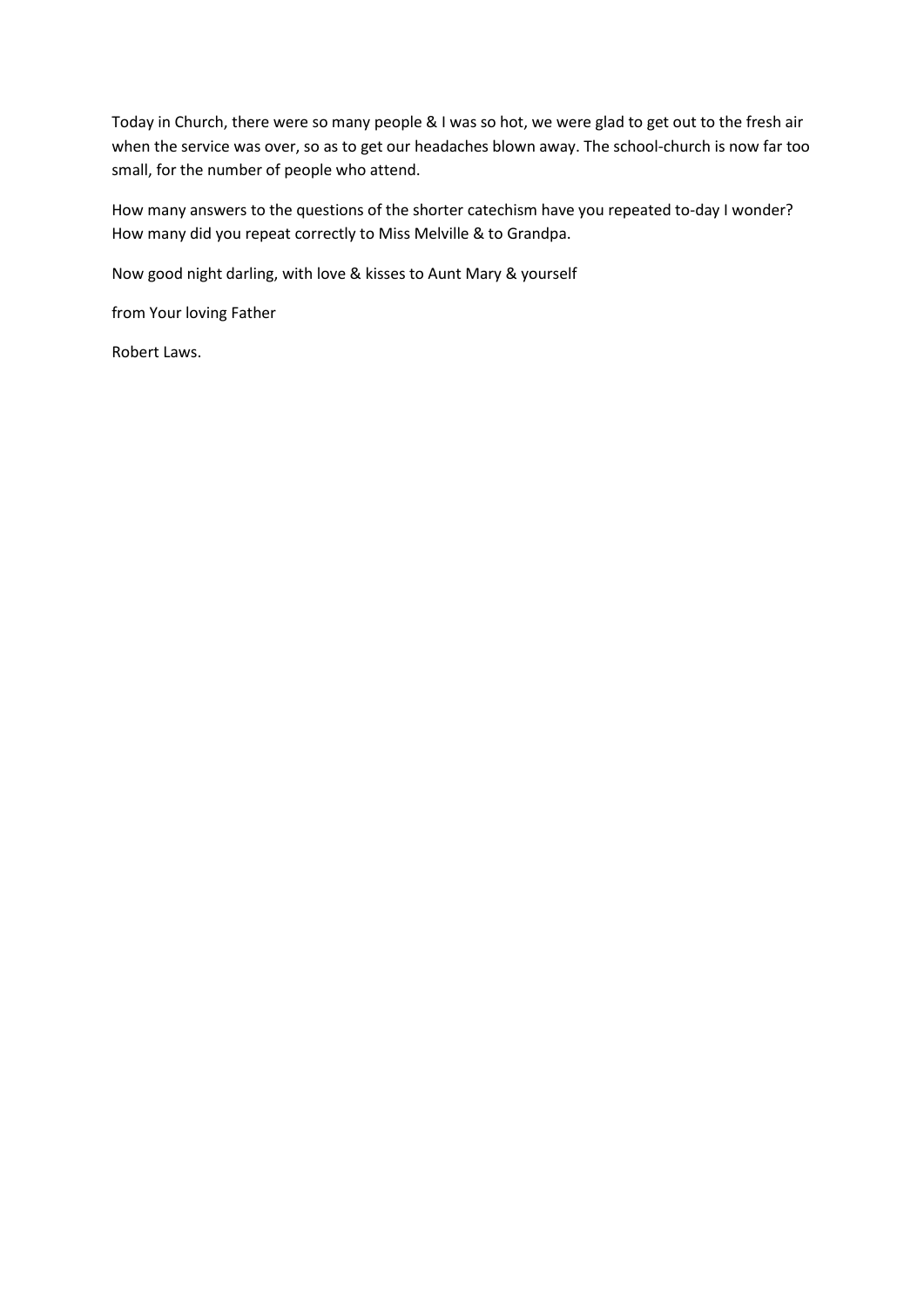Today in Church, there were so many people & I was so hot, we were glad to get out to the fresh air when the service was over, so as to get our headaches blown away. The school-church is now far too small, for the number of people who attend.

How many answers to the questions of the shorter catechism have you repeated to-day I wonder? How many did you repeat correctly to Miss Melville & to Grandpa.

Now good night darling, with love & kisses to Aunt Mary & yourself

from Your loving Father

Robert Laws.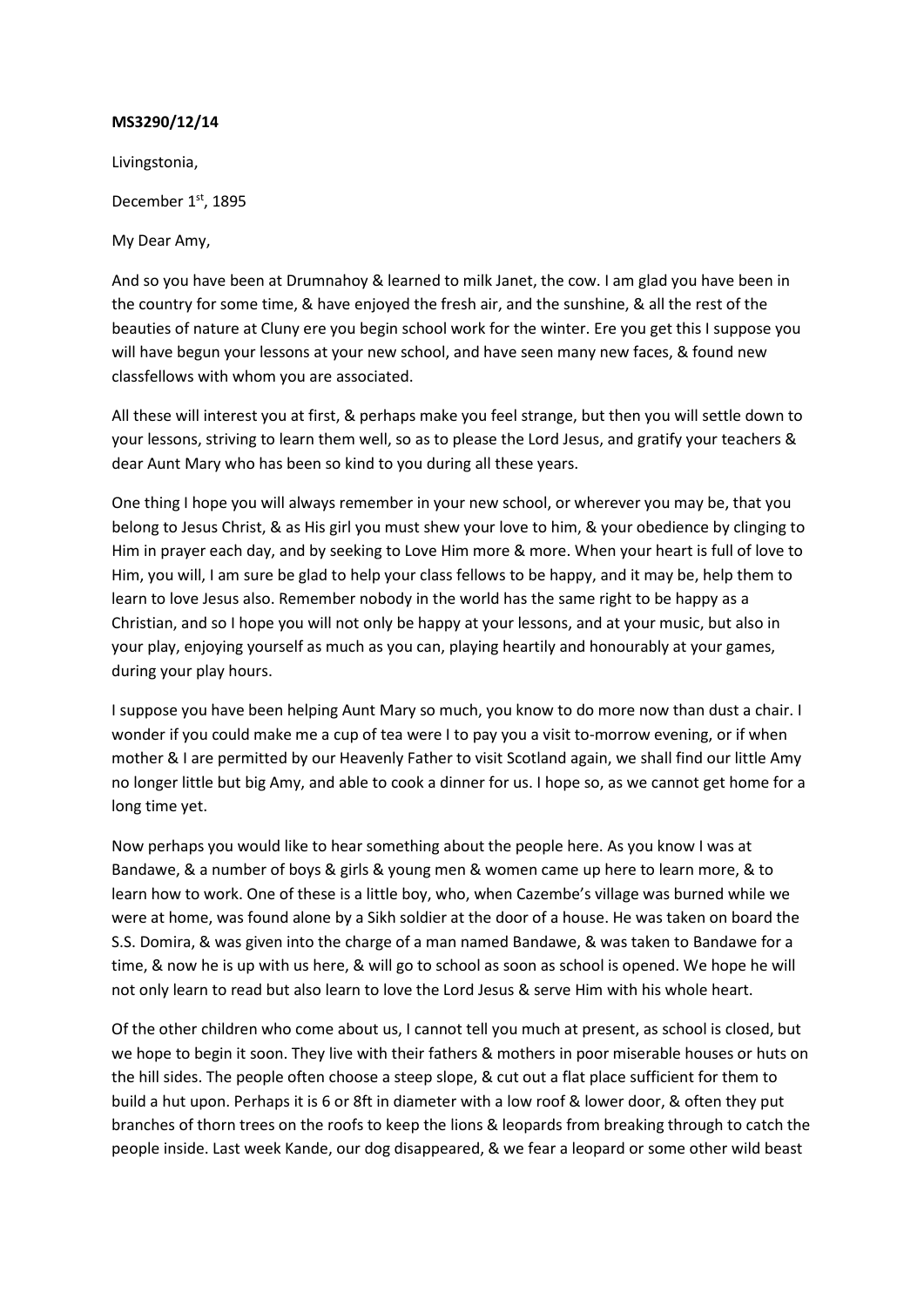**MS3290/12/14**

Livingstonia,

December 1st, 1895

My Dear Amy,

And so you have been at Drumnahoy & learned to milk Janet, the cow. I am glad you have been in the country for some time, & have enjoyed the fresh air, and the sunshine, & all the rest of the beauties of nature at Cluny ere you begin school work for the winter. Ere you get this I suppose you will have begun your lessons at your new school, and have seen many new faces, & found new classfellows with whom you are associated.

All these will interest you at first, & perhaps make you feel strange, but then you will settle down to your lessons, striving to learn them well, so as to please the Lord Jesus, and gratify your teachers & dear Aunt Mary who has been so kind to you during all these years.

One thing I hope you will always remember in your new school, or wherever you may be, that you belong to Jesus Christ, & as His girl you must shew your love to him, & your obedience by clinging to Him in prayer each day, and by seeking to Love Him more & more. When your heart is full of love to Him, you will, I am sure be glad to help your class fellows to be happy, and it may be, help them to learn to love Jesus also. Remember nobody in the world has the same right to be happy as a Christian, and so I hope you will not only be happy at your lessons, and at your music, but also in your play, enjoying yourself as much as you can, playing heartily and honourably at your games, during your play hours.

I suppose you have been helping Aunt Mary so much, you know to do more now than dust a chair. I wonder if you could make me a cup of tea were I to pay you a visit to-morrow evening, or if when mother & I are permitted by our Heavenly Father to visit Scotland again, we shall find our little Amy no longer little but big Amy, and able to cook a dinner for us. I hope so, as we cannot get home for a long time yet.

Now perhaps you would like to hear something about the people here. As you know I was at Bandawe, & a number of boys & girls & young men & women came up here to learn more, & to learn how to work. One of these is a little boy, who, when Cazembe's village was burned while we were at home, was found alone by a Sikh soldier at the door of a house. He was taken on board the S.S. Domira, & was given into the charge of a man named Bandawe, & was taken to Bandawe for a time, & now he is up with us here, & will go to school as soon as school is opened. We hope he will not only learn to read but also learn to love the Lord Jesus & serve Him with his whole heart.

Of the other children who come about us, I cannot tell you much at present, as school is closed, but we hope to begin it soon. They live with their fathers & mothers in poor miserable houses or huts on the hill sides. The people often choose a steep slope, & cut out a flat place sufficient for them to build a hut upon. Perhaps it is 6 or 8ft in diameter with a low roof & lower door, & often they put branches of thorn trees on the roofs to keep the lions & leopards from breaking through to catch the people inside. Last week Kande, our dog disappeared, & we fear a leopard or some other wild beast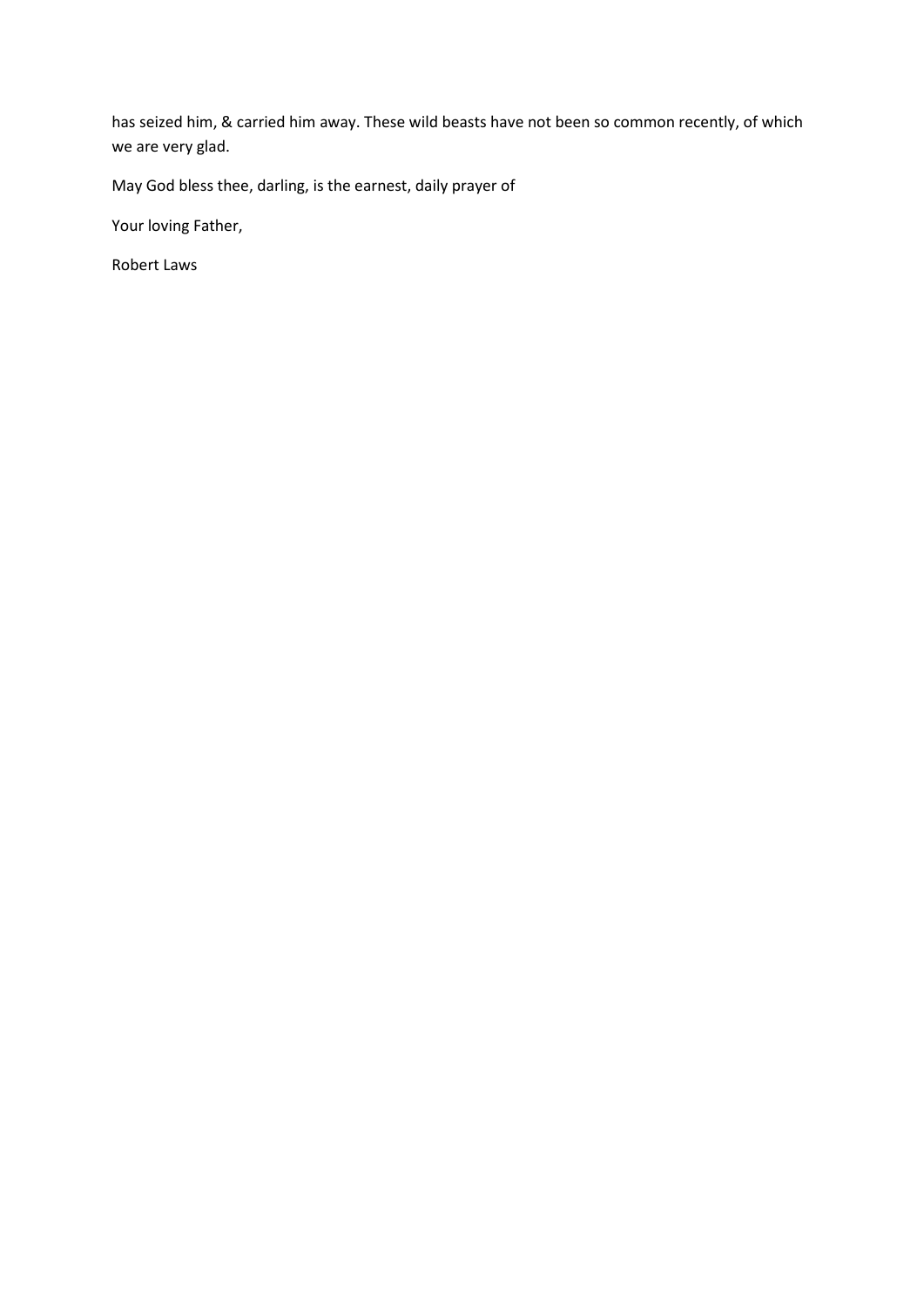has seized him, & carried him away. These wild beasts have not been so common recently, of which we are very glad.

May God bless thee, darling, is the earnest, daily prayer of

Your loving Father,

Robert Laws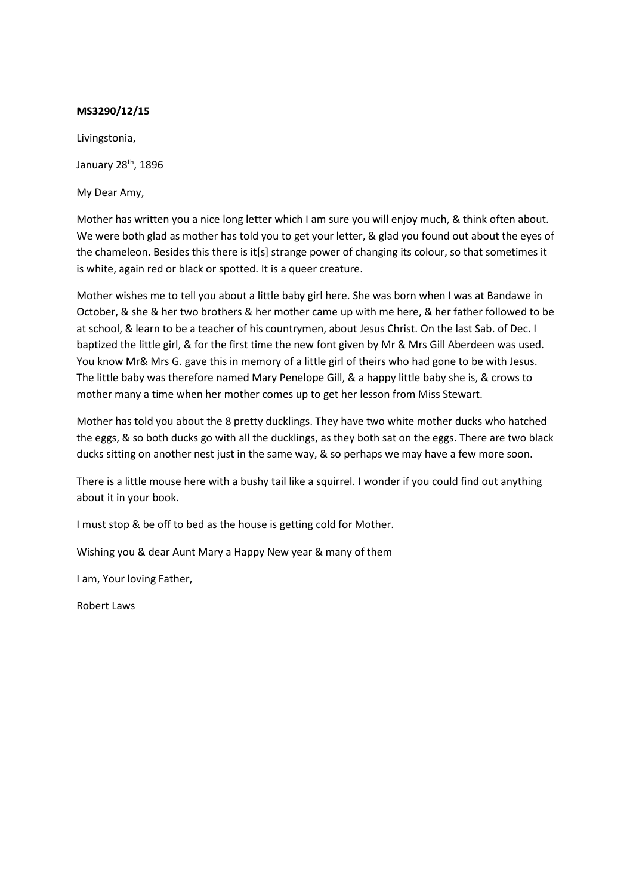**MS3290/12/15**

Livingstonia,

January 28th, 1896

My Dear Amy,

Mother has written you a nice long letter which I am sure you will enjoy much, & think often about. We were both glad as mother has told you to get your letter, & glad you found out about the eyes of the chameleon. Besides this there is it[s] strange power of changing its colour, so that sometimes it is white, again red or black or spotted. It is a queer creature.

Mother wishes me to tell you about a little baby girl here. She was born when I was at Bandawe in October, & she & her two brothers & her mother came up with me here, & her father followed to be at school, & learn to be a teacher of his countrymen, about Jesus Christ. On the last Sab. of Dec. I baptized the little girl, & for the first time the new font given by Mr & Mrs Gill Aberdeen was used. You know Mr& Mrs G. gave this in memory of a little girl of theirs who had gone to be with Jesus. The little baby was therefore named Mary Penelope Gill, & a happy little baby she is, & crows to mother many a time when her mother comes up to get her lesson from Miss Stewart.

Mother has told you about the 8 pretty ducklings. They have two white mother ducks who hatched the eggs, & so both ducks go with all the ducklings, as they both sat on the eggs. There are two black ducks sitting on another nest just in the same way, & so perhaps we may have a few more soon.

There is a little mouse here with a bushy tail like a squirrel. I wonder if you could find out anything about it in your book.

I must stop & be off to bed as the house is getting cold for Mother.

Wishing you & dear Aunt Mary a Happy New year & many of them

I am, Your loving Father,

Robert Laws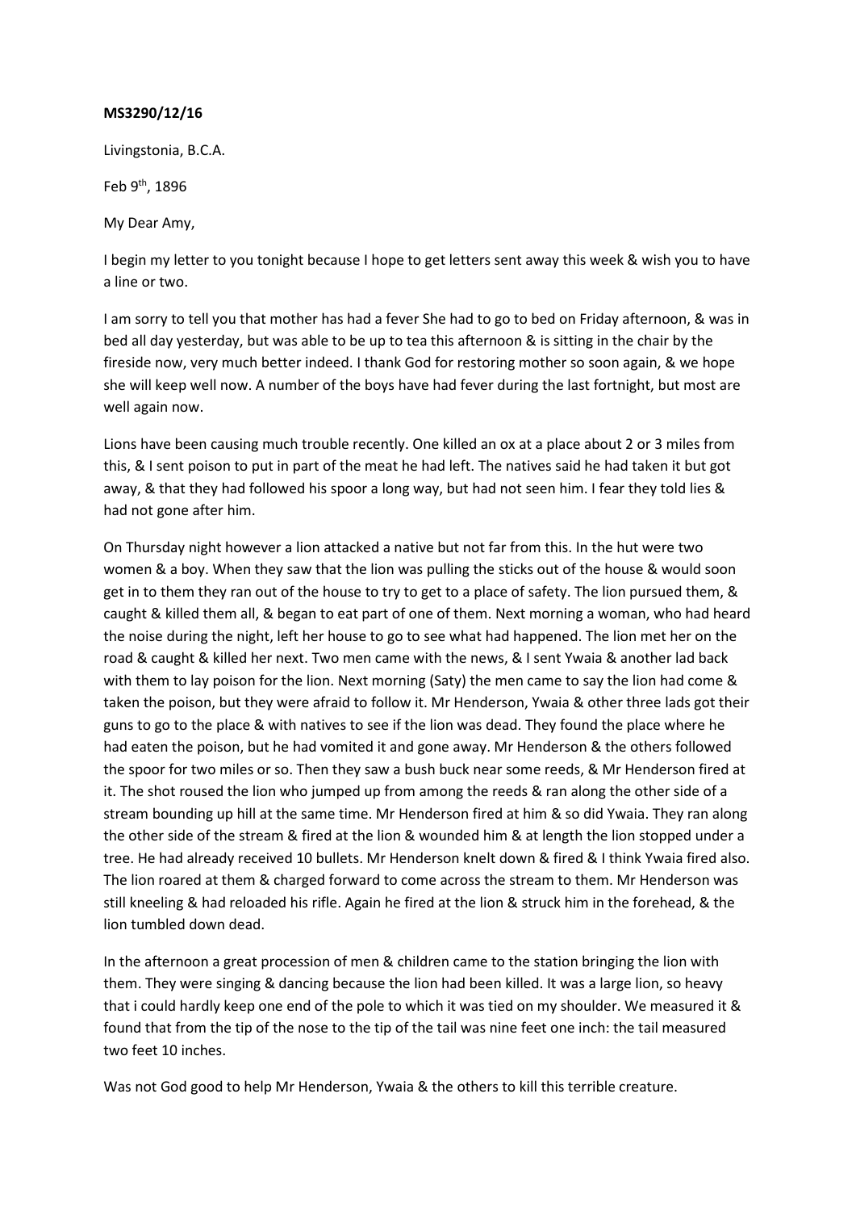**MS3290/12/16**

Livingstonia, B.C.A.

Feb 9th, 1896

My Dear Amy,

I begin my letter to you tonight because I hope to get letters sent away this week & wish you to have a line or two.

I am sorry to tell you that mother has had a fever She had to go to bed on Friday afternoon, & was in bed all day yesterday, but was able to be up to tea this afternoon & is sitting in the chair by the fireside now, very much better indeed. I thank God for restoring mother so soon again, & we hope she will keep well now. A number of the boys have had fever during the last fortnight, but most are well again now.

Lions have been causing much trouble recently. One killed an ox at a place about 2 or 3 miles from this, & I sent poison to put in part of the meat he had left. The natives said he had taken it but got away, & that they had followed his spoor a long way, but had not seen him. I fear they told lies & had not gone after him.

On Thursday night however a lion attacked a native but not far from this. In the hut were two women & a boy. When they saw that the lion was pulling the sticks out of the house & would soon get in to them they ran out of the house to try to get to a place of safety. The lion pursued them, & caught & killed them all, & began to eat part of one of them. Next morning a woman, who had heard the noise during the night, left her house to go to see what had happened. The lion met her on the road & caught & killed her next. Two men came with the news, & I sent Ywaia & another lad back with them to lay poison for the lion. Next morning (Saty) the men came to say the lion had come & taken the poison, but they were afraid to follow it. Mr Henderson, Ywaia & other three lads got their guns to go to the place & with natives to see if the lion was dead. They found the place where he had eaten the poison, but he had vomited it and gone away. Mr Henderson & the others followed the spoor for two miles or so. Then they saw a bush buck near some reeds, & Mr Henderson fired at it. The shot roused the lion who jumped up from among the reeds & ran along the other side of a stream bounding up hill at the same time. Mr Henderson fired at him & so did Ywaia. They ran along the other side of the stream & fired at the lion & wounded him & at length the lion stopped under a tree. He had already received 10 bullets. Mr Henderson knelt down & fired & I think Ywaia fired also. The lion roared at them & charged forward to come across the stream to them. Mr Henderson was still kneeling & had reloaded his rifle. Again he fired at the lion & struck him in the forehead, & the lion tumbled down dead.

In the afternoon a great procession of men & children came to the station bringing the lion with them. They were singing & dancing because the lion had been killed. It was a large lion, so heavy that i could hardly keep one end of the pole to which it was tied on my shoulder. We measured it & found that from the tip of the nose to the tip of the tail was nine feet one inch: the tail measured two feet 10 inches.

Was not God good to help Mr Henderson, Ywaia & the others to kill this terrible creature.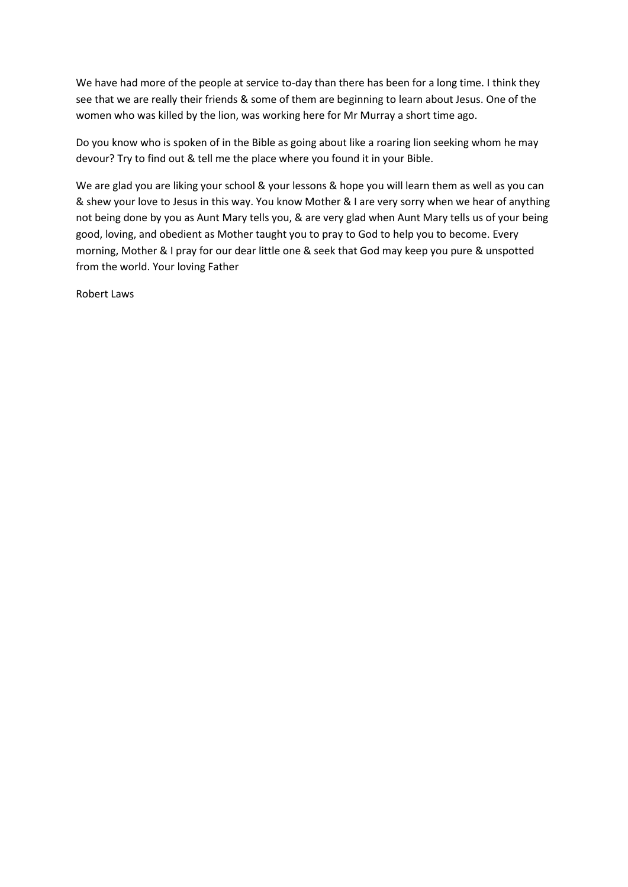We have had more of the people at service to-day than there has been for a long time. I think they see that we are really their friends & some of them are beginning to learn about Jesus. One of the women who was killed by the lion, was working here for Mr Murray a short time ago.

Do you know who is spoken of in the Bible as going about like a roaring lion seeking whom he may devour? Try to find out & tell me the place where you found it in your Bible.

We are glad you are liking your school & your lessons & hope you will learn them as well as you can & shew your love to Jesus in this way. You know Mother & I are very sorry when we hear of anything not being done by you as Aunt Mary tells you, & are very glad when Aunt Mary tells us of your being good, loving, and obedient as Mother taught you to pray to God to help you to become. Every morning, Mother & I pray for our dear little one & seek that God may keep you pure & unspotted from the world. Your loving Father

Robert Laws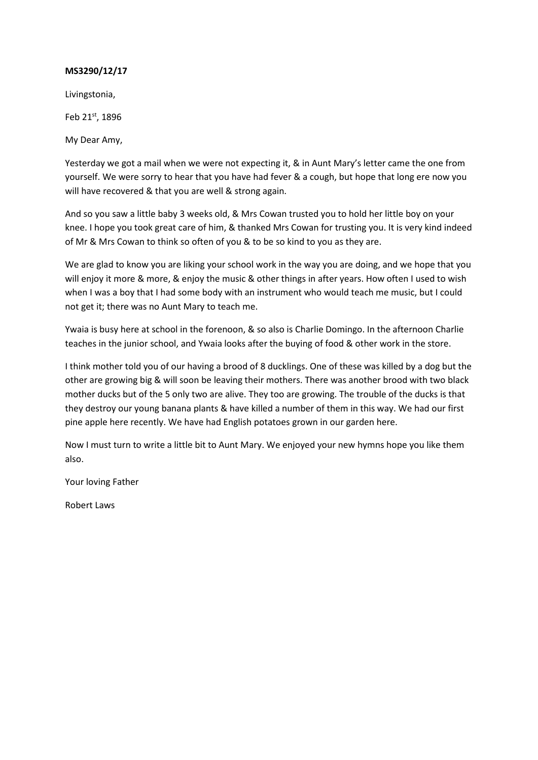**MS3290/12/17**

Livingstonia,

Feb 21st, 1896

My Dear Amy,

Yesterday we got a mail when we were not expecting it, & in Aunt Mary's letter came the one from yourself. We were sorry to hear that you have had fever & a cough, but hope that long ere now you will have recovered & that you are well & strong again.

And so you saw a little baby 3 weeks old, & Mrs Cowan trusted you to hold her little boy on your knee. I hope you took great care of him, & thanked Mrs Cowan for trusting you. It is very kind indeed of Mr & Mrs Cowan to think so often of you & to be so kind to you as they are.

We are glad to know you are liking your school work in the way you are doing, and we hope that you will enjoy it more & more, & enjoy the music & other things in after years. How often I used to wish when I was a boy that I had some body with an instrument who would teach me music, but I could not get it; there was no Aunt Mary to teach me.

Ywaia is busy here at school in the forenoon, & so also is Charlie Domingo. In the afternoon Charlie teaches in the junior school, and Ywaia looks after the buying of food & other work in the store.

I think mother told you of our having a brood of 8 ducklings. One of these was killed by a dog but the other are growing big & will soon be leaving their mothers. There was another brood with two black mother ducks but of the 5 only two are alive. They too are growing. The trouble of the ducks is that they destroy our young banana plants & have killed a number of them in this way. We had our first pine apple here recently. We have had English potatoes grown in our garden here.

Now I must turn to write a little bit to Aunt Mary. We enjoyed your new hymns hope you like them also.

Your loving Father

Robert Laws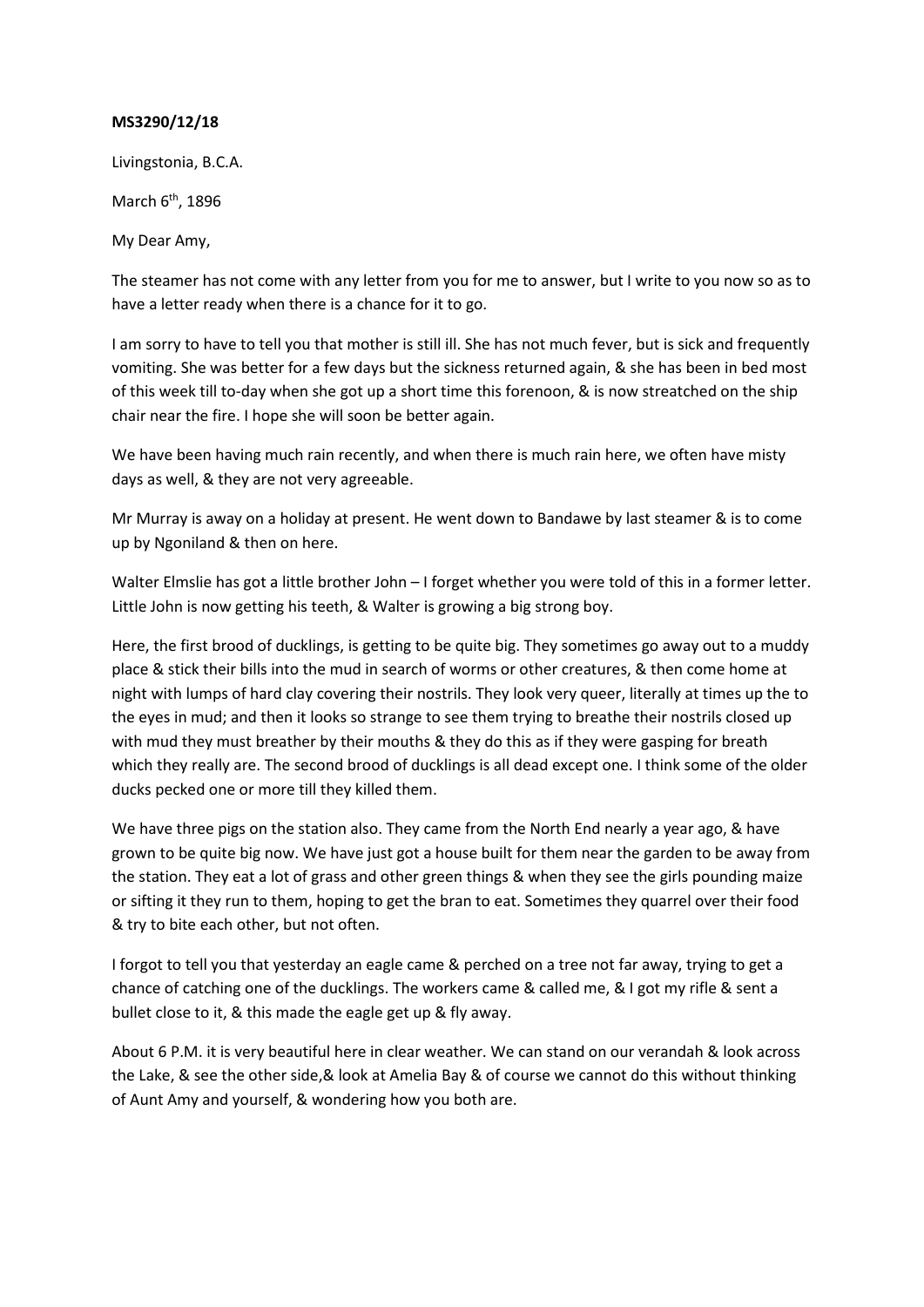**MS3290/12/18**

Livingstonia, B.C.A.

March 6th, 1896

My Dear Amy,

The steamer has not come with any letter from you for me to answer, but I write to you now so as to have a letter ready when there is a chance for it to go.

I am sorry to have to tell you that mother is still ill. She has not much fever, but is sick and frequently vomiting. She was better for a few days but the sickness returned again, & she has been in bed most of this week till to-day when she got up a short time this forenoon, & is now streatched on the ship chair near the fire. I hope she will soon be better again.

We have been having much rain recently, and when there is much rain here, we often have misty days as well, & they are not very agreeable.

Mr Murray is away on a holiday at present. He went down to Bandawe by last steamer & is to come up by Ngoniland & then on here.

Walter Elmslie has got a little brother John – I forget whether you were told of this in a former letter. Little John is now getting his teeth, & Walter is growing a big strong boy.

Here, the first brood of ducklings, is getting to be quite big. They sometimes go away out to a muddy place & stick their bills into the mud in search of worms or other creatures, & then come home at night with lumps of hard clay covering their nostrils. They look very queer, literally at times up the to the eyes in mud; and then it looks so strange to see them trying to breathe their nostrils closed up with mud they must breather by their mouths & they do this as if they were gasping for breath which they really are. The second brood of ducklings is all dead except one. I think some of the older ducks pecked one or more till they killed them.

We have three pigs on the station also. They came from the North End nearly a year ago, & have grown to be quite big now. We have just got a house built for them near the garden to be away from the station. They eat a lot of grass and other green things & when they see the girls pounding maize or sifting it they run to them, hoping to get the bran to eat. Sometimes they quarrel over their food & try to bite each other, but not often.

I forgot to tell you that yesterday an eagle came & perched on a tree not far away, trying to get a chance of catching one of the ducklings. The workers came & called me, & I got my rifle & sent a bullet close to it, & this made the eagle get up & fly away.

About 6 P.M. it is very beautiful here in clear weather. We can stand on our verandah & look across the Lake, & see the other side,& look at Amelia Bay & of course we cannot do this without thinking of Aunt Amy and yourself, & wondering how you both are.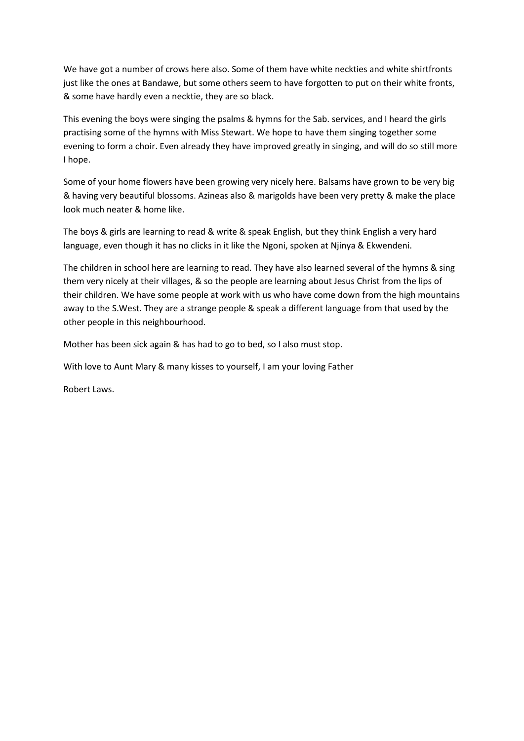We have got a number of crows here also. Some of them have white neckties and white shirtfronts just like the ones at Bandawe, but some others seem to have forgotten to put on their white fronts, & some have hardly even a necktie, they are so black.

This evening the boys were singing the psalms & hymns for the Sab. services, and I heard the girls practising some of the hymns with Miss Stewart. We hope to have them singing together some evening to form a choir. Even already they have improved greatly in singing, and will do so still more I hope.

Some of your home flowers have been growing very nicely here. Balsams have grown to be very big & having very beautiful blossoms. Azineas also & marigolds have been very pretty & make the place look much neater & home like.

The boys & girls are learning to read & write & speak English, but they think English a very hard language, even though it has no clicks in it like the Ngoni, spoken at Njinya & Ekwendeni.

The children in school here are learning to read. They have also learned several of the hymns & sing them very nicely at their villages, & so the people are learning about Jesus Christ from the lips of their children. We have some people at work with us who have come down from the high mountains away to the S.West. They are a strange people & speak a different language from that used by the other people in this neighbourhood.

Mother has been sick again & has had to go to bed, so I also must stop.

With love to Aunt Mary & many kisses to yourself, I am your loving Father

Robert Laws.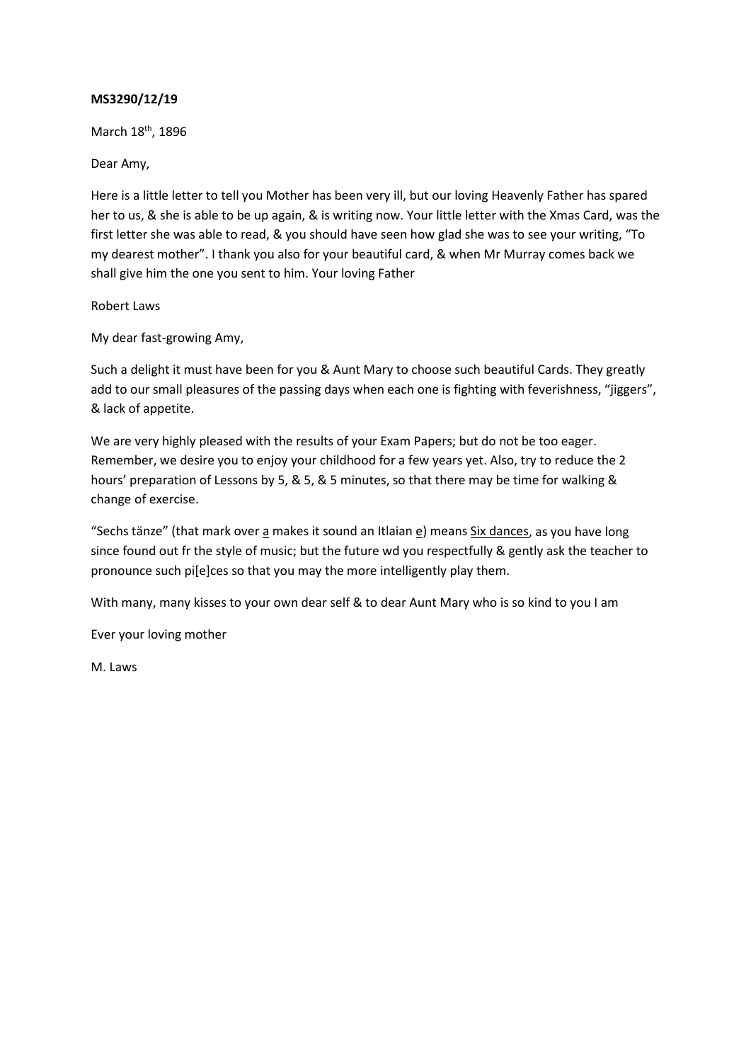**MS3290/12/19**

March 18th, 1896

Dear Amy,

Here is a little letter to tell you Mother has been very ill, but our loving Heavenly Father has spared her to us, & she is able to be up again, & is writing now. Your little letter with the Xmas Card, was the first letter she was able to read, & you should have seen how glad she was to see your writing, "To my dearest mother". I thank you also for your beautiful card, & when Mr Murray comes back we shall give him the one you sent to him. Your loving Father

Robert Laws

My dear fast-growing Amy,

Such a delight it must have been for you & Aunt Mary to choose such beautiful Cards. They greatly add to our small pleasures of the passing days when each one is fighting with feverishness, "jiggers", & lack of appetite.

We are very highly pleased with the results of your Exam Papers; but do not be too eager. Remember, we desire you to enjoy your childhood for a few years yet. Also, try to reduce the 2 hours' preparation of Lessons by 5, & 5, & 5 minutes, so that there may be time for walking & change of exercise.

"Sechs tänze" (that mark over <u>a</u> makes it sound an Itlaian <u>e</u>) means <u>Six dances</u>, as you have long since found out fr the style of music; but the future wd you respectfully & gently ask the teacher to pronounce such pi[e]ces so that you may the more intelligently play them.

With many, many kisses to your own dear self & to dear Aunt Mary who is so kind to you I am

Ever your loving mother

M. Laws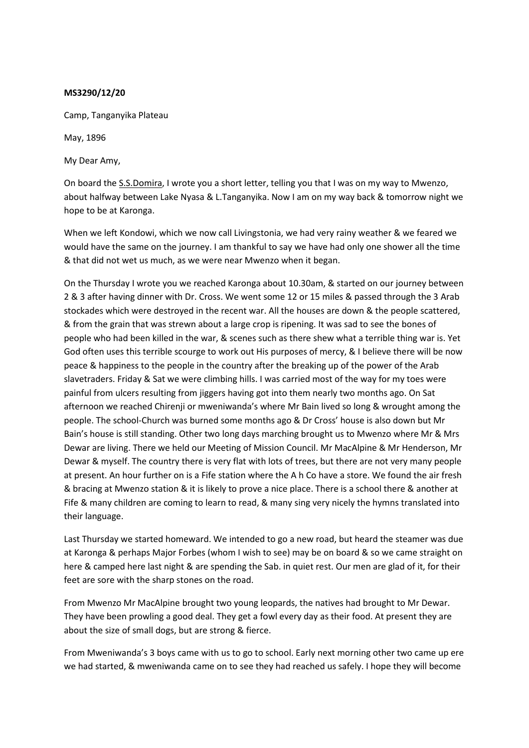**MS3290/12/20**

Camp, Tanganyika Plateau

May, 1896

My Dear Amy,

On board the S.S.Domira, I wrote you a short letter, telling you that I was on my way to Mwenzo, about halfway between Lake Nyasa & L.Tanganyika. Now I am on my way back & tomorrow night we hope to be at Karonga.

When we left Kondowi, which we now call Livingstonia, we had very rainy weather & we feared we would have the same on the journey. I am thankful to say we have had only one shower all the time & that did not wet us much, as we were near Mwenzo when it began.

On the Thursday I wrote you we reached Karonga about 10.30am, & started on our journey between 2 & 3 after having dinner with Dr. Cross. We went some 12 or 15 miles & passed through the 3 Arab stockades which were destroyed in the recent war. All the houses are down & the people scattered, & from the grain that was strewn about a large crop is ripening. It was sad to see the bones of people who had been killed in the war, & scenes such as there shew what a terrible thing war is. Yet God often uses this terrible scourge to work out His purposes of mercy, & I believe there will be now peace & happiness to the people in the country after the breaking up of the power of the Arab slavetraders. Friday & Sat we were climbing hills. I was carried most of the way for my toes were painful from ulcers resulting from jiggers having got into them nearly two months ago. On Sat afternoon we reached Chirenji or mweniwanda's where Mr Bain lived so long & wrought among the people. The school-Church was burned some months ago & Dr Cross' house is also down but Mr Bain's house is still standing. Other two long days marching brought us to Mwenzo where Mr & Mrs Dewar are living. There we held our Meeting of Mission Council. Mr MacAlpine & Mr Henderson, Mr Dewar & myself. The country there is very flat with lots of trees, but there are not very many people at present. An hour further on is a Fife station where the A h Co have a store. We found the air fresh & bracing at Mwenzo station & it is likely to prove a nice place. There is a school there & another at Fife & many children are coming to learn to read, & many sing very nicely the hymns translated into their language.

Last Thursday we started homeward. We intended to go a new road, but heard the steamer was due at Karonga & perhaps Major Forbes (whom I wish to see) may be on board & so we came straight on here & camped here last night & are spending the Sab. in quiet rest. Our men are glad of it, for their feet are sore with the sharp stones on the road.

From Mwenzo Mr MacAlpine brought two young leopards, the natives had brought to Mr Dewar. They have been prowling a good deal. They get a fowl every day as their food. At present they are about the size of small dogs, but are strong & fierce.

From Mweniwanda's 3 boys came with us to go to school. Early next morning other two came up ere we had started, & mweniwanda came on to see they had reached us safely. I hope they will become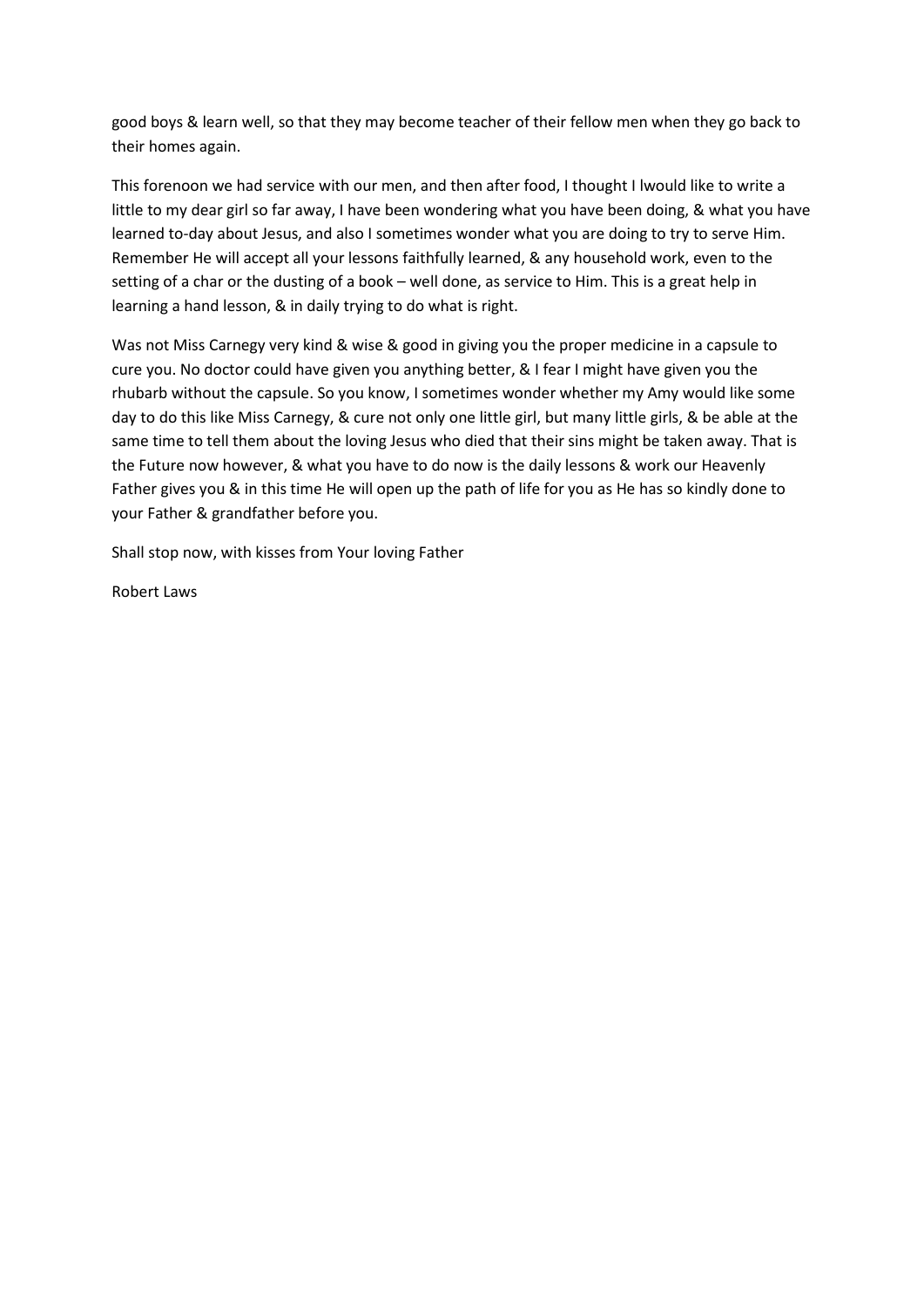good boys & learn well, so that they may become teacher of their fellow men when they go back to their homes again.

This forenoon we had service with our men, and then after food, I thought I lwould like to write a little to my dear girl so far away, I have been wondering what you have been doing, & what you have learned to-day about Jesus, and also I sometimes wonder what you are doing to try to serve Him. Remember He will accept all your lessons faithfully learned, & any household work, even to the setting of a char or the dusting of a book – well done, as service to Him. This is a great help in learning a hand lesson, & in daily trying to do what is right.

Was not Miss Carnegy very kind & wise & good in giving you the proper medicine in a capsule to cure you. No doctor could have given you anything better, & I fear I might have given you the rhubarb without the capsule. So you know, I sometimes wonder whether my Amy would like some day to do this like Miss Carnegy, & cure not only one little girl, but many little girls, & be able at the same time to tell them about the loving Jesus who died that their sins might be taken away. That is the Future now however, & what you have to do now is the daily lessons & work our Heavenly Father gives you & in this time He will open up the path of life for you as He has so kindly done to your Father & grandfather before you.

Shall stop now, with kisses from Your loving Father

Robert Laws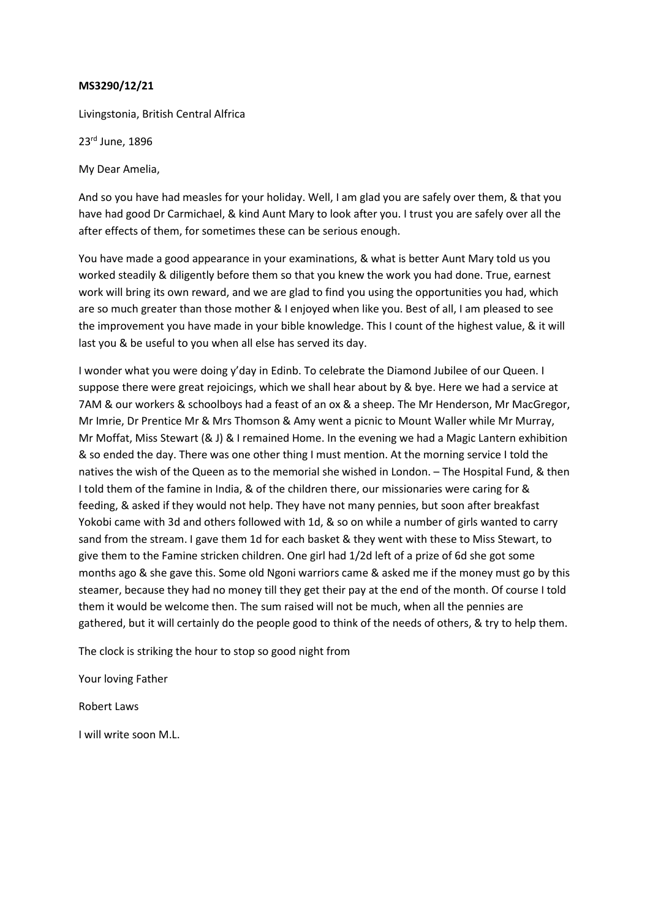**MS3290/12/21**

Livingstonia, British Central Alfrica

23rd June, 1896

My Dear Amelia,

And so you have had measles for your holiday. Well, I am glad you are safely over them, & that you have had good Dr Carmichael, & kind Aunt Mary to look after you. I trust you are safely over all the after effects of them, for sometimes these can be serious enough.

You have made a good appearance in your examinations, & what is better Aunt Mary told us you worked steadily & diligently before them so that you knew the work you had done. True, earnest work will bring its own reward, and we are glad to find you using the opportunities you had, which are so much greater than those mother & I enjoyed when like you. Best of all, I am pleased to see the improvement you have made in your bible knowledge. This I count of the highest value, & it will last you & be useful to you when all else has served its day.

I wonder what you were doing y'day in Edinb. To celebrate the Diamond Jubilee of our Queen. I suppose there were great rejoicings, which we shall hear about by & bye. Here we had a service at 7AM & our workers & schoolboys had a feast of an ox & a sheep. The Mr Henderson, Mr MacGregor, Mr Imrie, Dr Prentice Mr & Mrs Thomson & Amy went a picnic to Mount Waller while Mr Murray, Mr Moffat, Miss Stewart (& J) & I remained Home. In the evening we had a Magic Lantern exhibition & so ended the day. There was one other thing I must mention. At the morning service I told the natives the wish of the Queen as to the memorial she wished in London. – The Hospital Fund, & then I told them of the famine in India, & of the children there, our missionaries were caring for & feeding, & asked if they would not help. They have not many pennies, but soon after breakfast Yokobi came with 3d and others followed with 1d, & so on while a number of girls wanted to carry sand from the stream. I gave them 1d for each basket & they went with these to Miss Stewart, to give them to the Famine stricken children. One girl had 1/2d left of a prize of 6d she got some months ago & she gave this. Some old Ngoni warriors came & asked me if the money must go by this steamer, because they had no money till they get their pay at the end of the month. Of course I told them it would be welcome then. The sum raised will not be much, when all the pennies are gathered, but it will certainly do the people good to think of the needs of others, & try to help them.

The clock is striking the hour to stop so good night from

Your loving Father

Robert Laws

I will write soon M.L.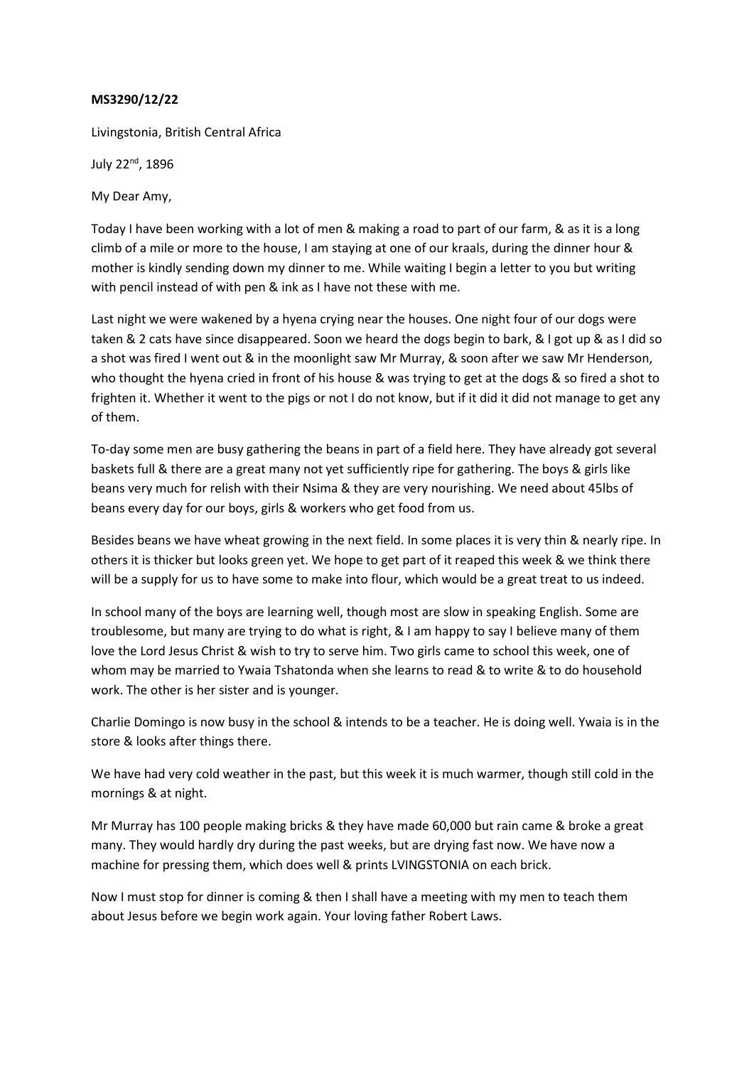**MS3290/12/22**

Livingstonia, British Central Africa

July 22nd, 1896

My Dear Amy,

Today I have been working with a lot of men & making a road to part of our farm, & as it is a long climb of a mile or more to the house, I am staying at one of our kraals, during the dinner hour & mother is kindly sending down my dinner to me. While waiting I begin a letter to you but writing with pencil instead of with pen & ink as I have not these with me.

Last night we were wakened by a hyena crying near the houses. One night four of our dogs were taken & 2 cats have since disappeared. Soon we heard the dogs begin to bark, & I got up & as I did so a shot was fired I went out & in the moonlight saw Mr Murray, & soon after we saw Mr Henderson, who thought the hyena cried in front of his house & was trying to get at the dogs & so fired a shot to frighten it. Whether it went to the pigs or not I do not know, but if it did it did not manage to get any of them.

To-day some men are busy gathering the beans in part of a field here. They have already got several baskets full & there are a great many not yet sufficiently ripe for gathering. The boys & girls like beans very much for relish with their Nsima & they are very nourishing. We need about 45lbs of beans every day for our boys, girls & workers who get food from us.

Besides beans we have wheat growing in the next field. In some places it is very thin & nearly ripe. In others it is thicker but looks green yet. We hope to get part of it reaped this week & we think there will be a supply for us to have some to make into flour, which would be a great treat to us indeed.

In school many of the boys are learning well, though most are slow in speaking English. Some are troublesome, but many are trying to do what is right, & I am happy to say I believe many of them love the Lord Jesus Christ & wish to try to serve him. Two girls came to school this week, one of whom may be married to Ywaia Tshatonda when she learns to read & to write & to do household work. The other is her sister and is younger.

Charlie Domingo is now busy in the school & intends to be a teacher. He is doing well. Ywaia is in the store & looks after things there.

We have had very cold weather in the past, but this week it is much warmer, though still cold in the mornings & at night.

Mr Murray has 100 people making bricks & they have made 60,000 but rain came & broke a great many. They would hardly dry during the past weeks, but are drying fast now. We have now a machine for pressing them, which does well & prints LVINGSTONIA on each brick.

Now I must stop for dinner is coming & then I shall have a meeting with my men to teach them about Jesus before we begin work again. Your loving father Robert Laws.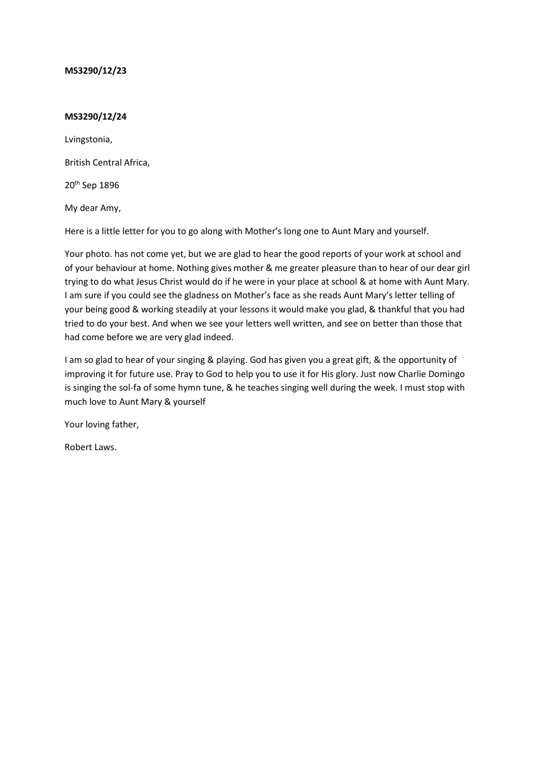**MS3290/12/23**

**MS3290/12/24**

Lvingstonia,

British Central Africa,

20th Sep 1896

My dear Amy,

Here is a little letter for you to go along with Mother's long one to Aunt Mary and yourself.

Your photo. has not come yet, but we are glad to hear the good reports of your work at school and of your behaviour at home. Nothing gives mother & me greater pleasure than to hear of our dear girl trying to do what Jesus Christ would do if he were in your place at school & at home with Aunt Mary. I am sure if you could see the gladness on Mother's face as she reads Aunt Mary's letter telling of your being good & working steadily at your lessons it would make you glad, & thankful that you had tried to do your best. And when we see your letters well written, and see on better than those that had come before we are very glad indeed.

I am so glad to hear of your singing & playing. God has given you a great gift, & the opportunity of improving it for future use. Pray to God to help you to use it for His glory. Just now Charlie Domingo is singing the sol-fa of some hymn tune, & he teaches singing well during the week. I must stop with much love to Aunt Mary & yourself

Your loving father,

Robert Laws.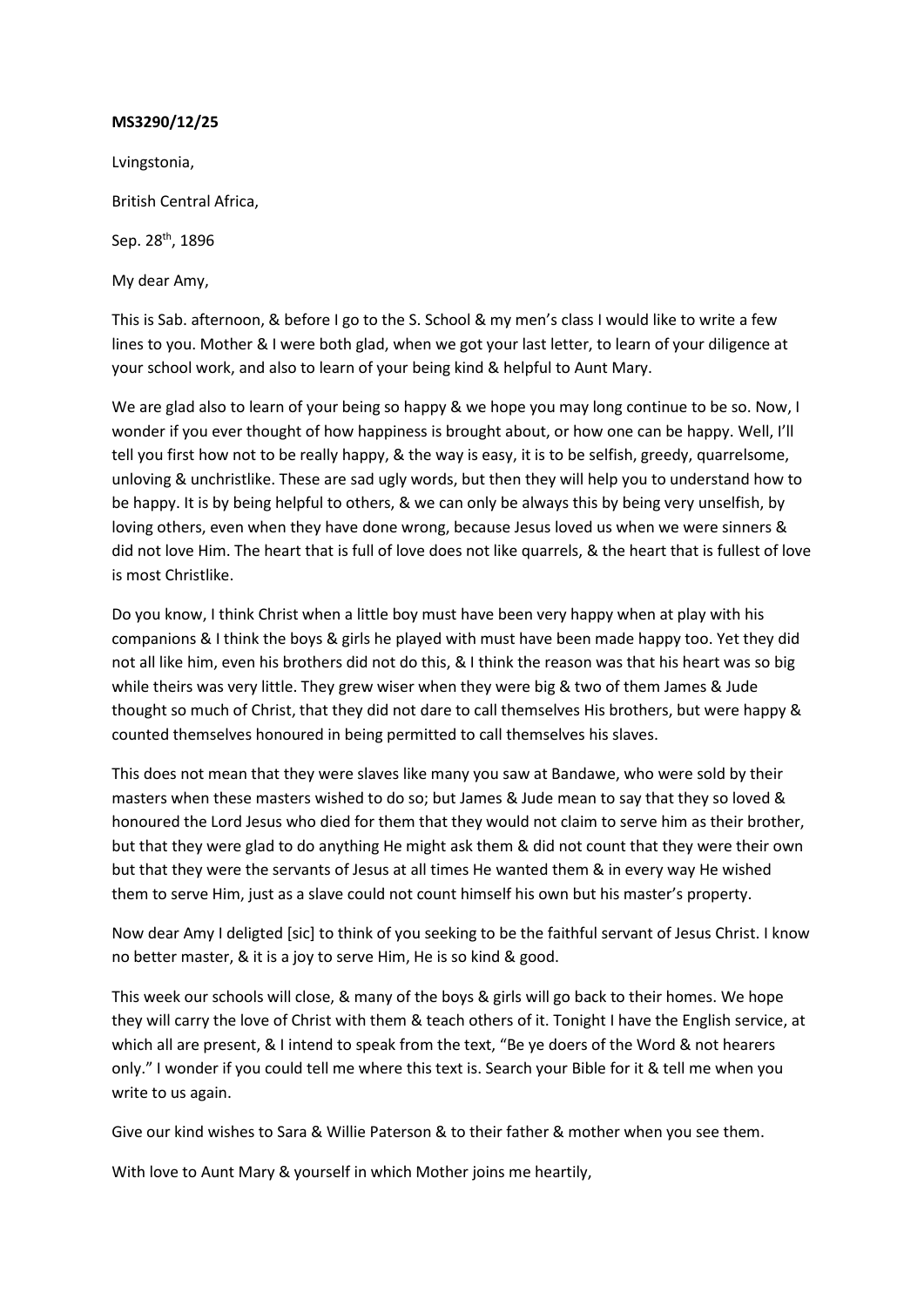**MS3290/12/25**

Lvingstonia,

British Central Africa,

Sep. 28th, 1896

My dear Amy,

This is Sab. afternoon, & before I go to the S. School & my men's class I would like to write a few lines to you. Mother & I were both glad, when we got your last letter, to learn of your diligence at your school work, and also to learn of your being kind & helpful to Aunt Mary.

We are glad also to learn of your being so happy & we hope you may long continue to be so. Now, I wonder if you ever thought of how happiness is brought about, or how one can be happy. Well, I'll tell you first how not to be really happy, & the way is easy, it is to be selfish, greedy, quarrelsome, unloving & unchristlike. These are sad ugly words, but then they will help you to understand how to be happy. It is by being helpful to others, & we can only be always this by being very unselfish, by loving others, even when they have done wrong, because Jesus loved us when we were sinners & did not love Him. The heart that is full of love does not like quarrels, & the heart that is fullest of love is most Christlike.

Do you know, I think Christ when a little boy must have been very happy when at play with his companions & I think the boys & girls he played with must have been made happy too. Yet they did not all like him, even his brothers did not do this, & I think the reason was that his heart was so big while theirs was very little. They grew wiser when they were big & two of them James & Jude thought so much of Christ, that they did not dare to call themselves His brothers, but were happy & counted themselves honoured in being permitted to call themselves his slaves.

This does not mean that they were slaves like many you saw at Bandawe, who were sold by their masters when these masters wished to do so; but James & Jude mean to say that they so loved & honoured the Lord Jesus who died for them that they would not claim to serve him as their brother, but that they were glad to do anything He might ask them & did not count that they were their own but that they were the servants of Jesus at all times He wanted them & in every way He wished them to serve Him, just as a slave could not count himself his own but his master's property.

Now dear Amy I deligted [sic] to think of you seeking to be the faithful servant of Jesus Christ. I know no better master, & it is a joy to serve Him, He is so kind & good.

This week our schools will close, & many of the boys & girls will go back to their homes. We hope they will carry the love of Christ with them & teach others of it. Tonight I have the English service, at which all are present, & I intend to speak from the text, "Be ye doers of the Word & not hearers only." I wonder if you could tell me where this text is. Search your Bible for it & tell me when you write to us again.

Give our kind wishes to Sara & Willie Paterson & to their father & mother when you see them.

With love to Aunt Mary & yourself in which Mother joins me heartily,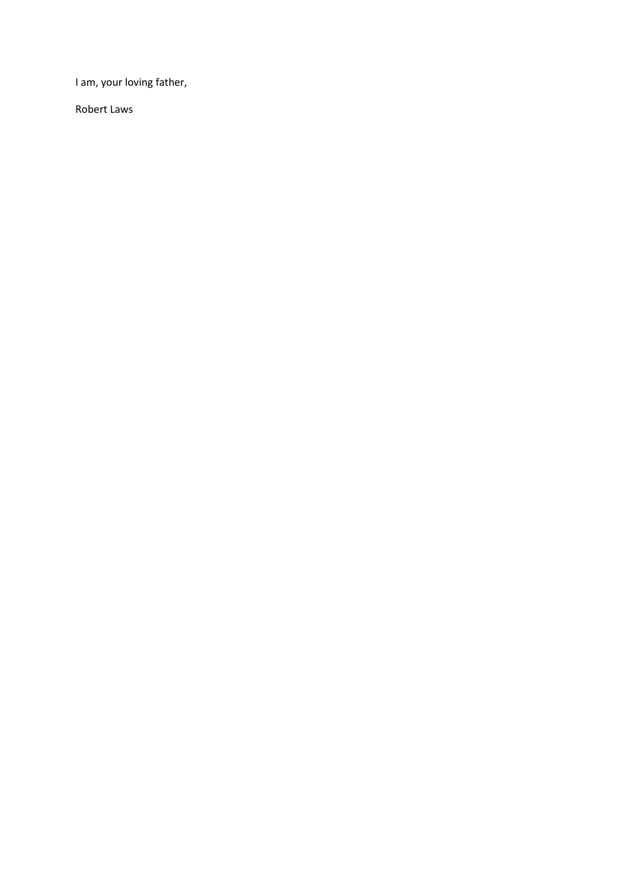I am, your loving father,

Robert Laws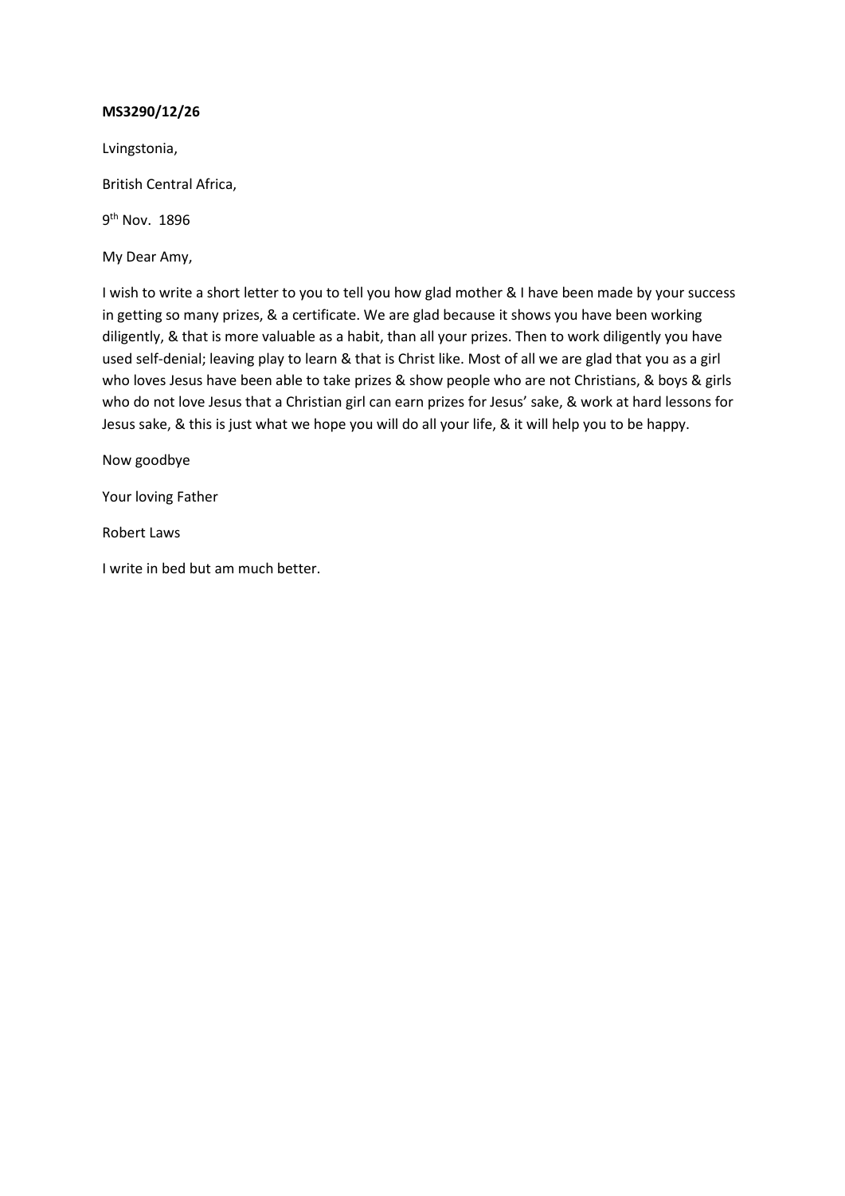**MS3290/12/26**

Lvingstonia,

British Central Africa,

9th Nov. 1896

My Dear Amy,

I wish to write a short letter to you to tell you how glad mother & I have been made by your success in getting so many prizes, & a certificate. We are glad because it shows you have been working diligently, & that is more valuable as a habit, than all your prizes. Then to work diligently you have used self-denial; leaving play to learn & that is Christ like. Most of all we are glad that you as a girl who loves Jesus have been able to take prizes & show people who are not Christians, & boys & girls who do not love Jesus that a Christian girl can earn prizes for Jesus' sake, & work at hard lessons for Jesus sake, & this is just what we hope you will do all your life, & it will help you to be happy.

Now goodbye

Your loving Father

Robert Laws

I write in bed but am much better.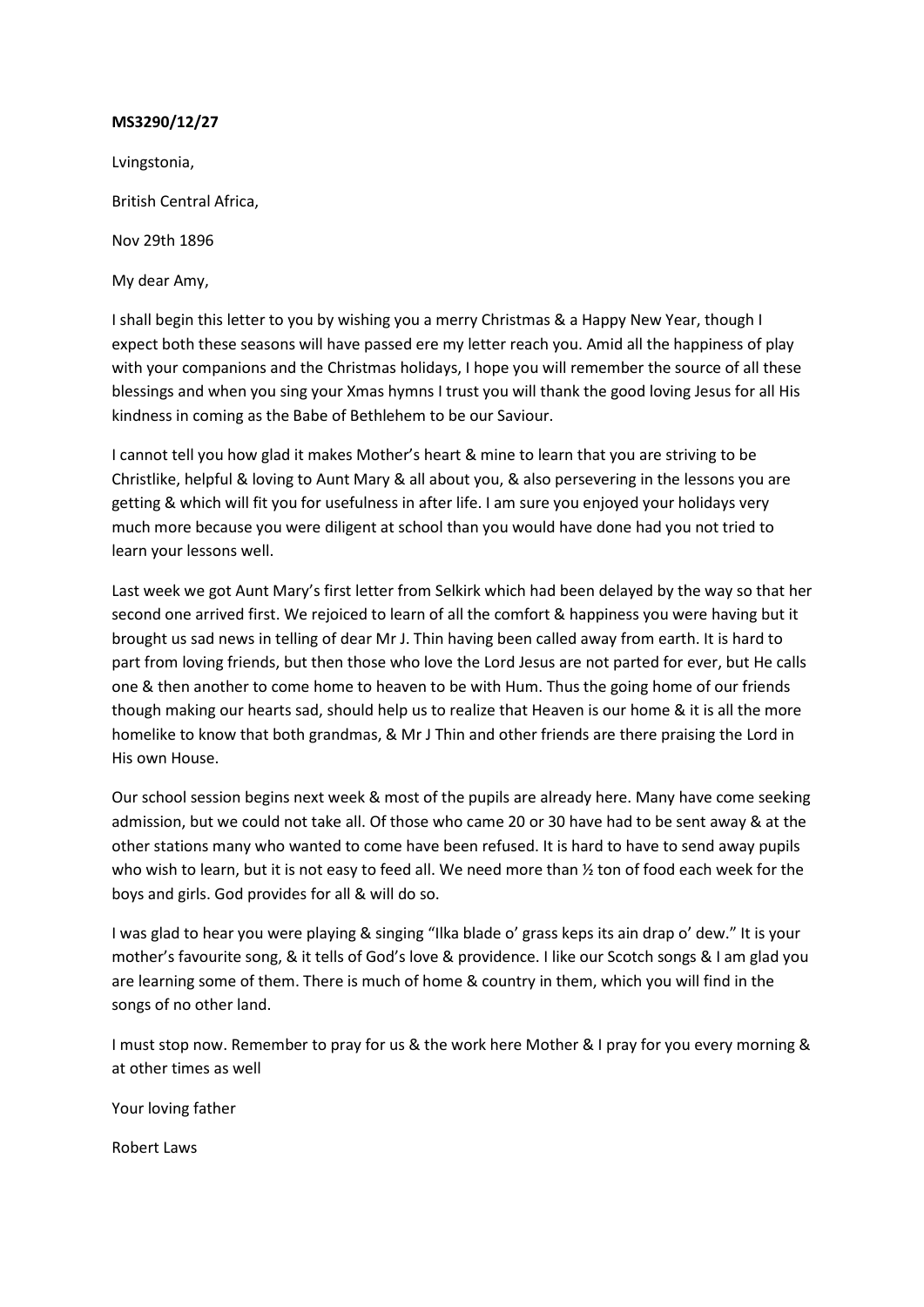**MS3290/12/27**

Lvingstonia,

British Central Africa,

Nov 29th 1896

My dear Amy,

I shall begin this letter to you by wishing you a merry Christmas & a Happy New Year, though I expect both these seasons will have passed ere my letter reach you. Amid all the happiness of play with your companions and the Christmas holidays, I hope you will remember the source of all these blessings and when you sing your Xmas hymns I trust you will thank the good loving Jesus for all His kindness in coming as the Babe of Bethlehem to be our Saviour.

I cannot tell you how glad it makes Mother's heart & mine to learn that you are striving to be Christlike, helpful & loving to Aunt Mary & all about you, & also persevering in the lessons you are getting & which will fit you for usefulness in after life. I am sure you enjoyed your holidays very much more because you were diligent at school than you would have done had you not tried to learn your lessons well.

Last week we got Aunt Mary's first letter from Selkirk which had been delayed by the way so that her second one arrived first. We rejoiced to learn of all the comfort & happiness you were having but it brought us sad news in telling of dear Mr J. Thin having been called away from earth. It is hard to part from loving friends, but then those who love the Lord Jesus are not parted for ever, but He calls one & then another to come home to heaven to be with Hum. Thus the going home of our friends though making our hearts sad, should help us to realize that Heaven is our home & it is all the more homelike to know that both grandmas, & Mr J Thin and other friends are there praising the Lord in His own House.

Our school session begins next week & most of the pupils are already here. Many have come seeking admission, but we could not take all. Of those who came 20 or 30 have had to be sent away & at the other stations many who wanted to come have been refused. It is hard to have to send away pupils who wish to learn, but it is not easy to feed all. We need more than ½ ton of food each week for the boys and girls. God provides for all & will do so.

I was glad to hear you were playing & singing "Ilka blade o' grass keps its ain drap o' dew." It is your mother's favourite song, & it tells of God's love & providence. I like our Scotch songs & I am glad you are learning some of them. There is much of home & country in them, which you will find in the songs of no other land.

I must stop now. Remember to pray for us & the work here Mother & I pray for you every morning & at other times as well

Your loving father

Robert Laws